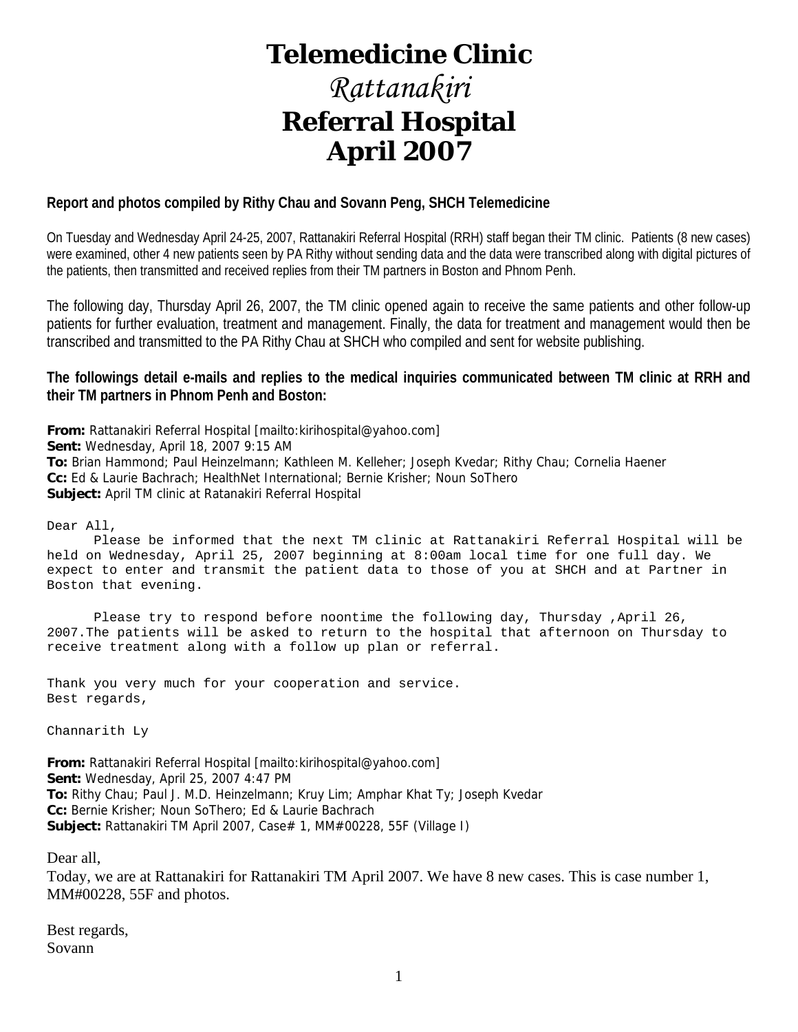# Telemedicine Clinic

# *Rattanakiri*

# Referral Hospital

# April 2007

**Report and photos compiled by Rithy Chau and Sovann Peng, SHCH Telemedicine**

On Tuesday and Wednesday April 24-25, 2007, Rattanakiri Referral Hospital (RRH) staff began their TM clinic. Patients (8 new cases) were examined, other 4 new patients seen by PA Rithy without sending data and the data were transcribed along with digital pictures of the patients, then transmitted and received replies from their TM partners in Boston and Phnom Penh.

The following day, Thursday April 26, 2007, the TM clinic opened again to receive the same patients and other follow-up patients for further evaluation, treatment and management. Finally, the data for treatment and management would then be transcribed and transmitted to the PA Rithy Chau at SHCH who compiled and sent for website publishing.

**The followings detail e-mails and replies to the medical inquiries communicated between TM clinic at RRH and their TM partners in Phnom Penh and Boston:**

**From:** Rattanakiri Referral Hospital [mailto:kirihospital@yahoo.com]
**Sent:** Wednesday, April 18, 2007 9:15 AM
**To:** Brian Hammond; Paul Heinzelmann; Kathleen M. Kelleher; Joseph Kvedar; Rithy Chau; Cornelia Haener
**Cc:** Ed & Laurie Bachrach; HealthNet International; Bernie Krisher; Noun SoThero
**Subject:** April TM clinic at Ratanakiri Referral Hospital

Dear All,

Please be informed that the next TM clinic at Rattanakiri Referral Hospital will be held on Wednesday, April 25, 2007 beginning at 8:00am local time for one full day. We expect to enter and transmit the patient data to those of you at SHCH and at Partner in Boston that evening.

Please try to respond before noontime the following day, Thursday ,April 26, 2007.The patients will be asked to return to the hospital that afternoon on Thursday to receive treatment along with a follow up plan or referral.

Thank you very much for your cooperation and service.
Best regards,

Channarith Ly

**From:** Rattanakiri Referral Hospital [mailto:kirihospital@yahoo.com]
**Sent:** Wednesday, April 25, 2007 4:47 PM
**To:** Rithy Chau; Paul J. M.D. Heinzelmann; Kruy Lim; Amphar Khat Ty; Joseph Kvedar
**Cc:** Bernie Krisher; Noun SoThero; Ed & Laurie Bachrach
**Subject:** Rattanakiri TM April 2007, Case# 1, MM#00228, 55F (Village I)

Dear all,

Today, we are at Rattanakiri for Rattanakiri TM April 2007. We have 8 new cases. This is case number 1, MM#00228, 55F and photos.

Best regards,
Sovann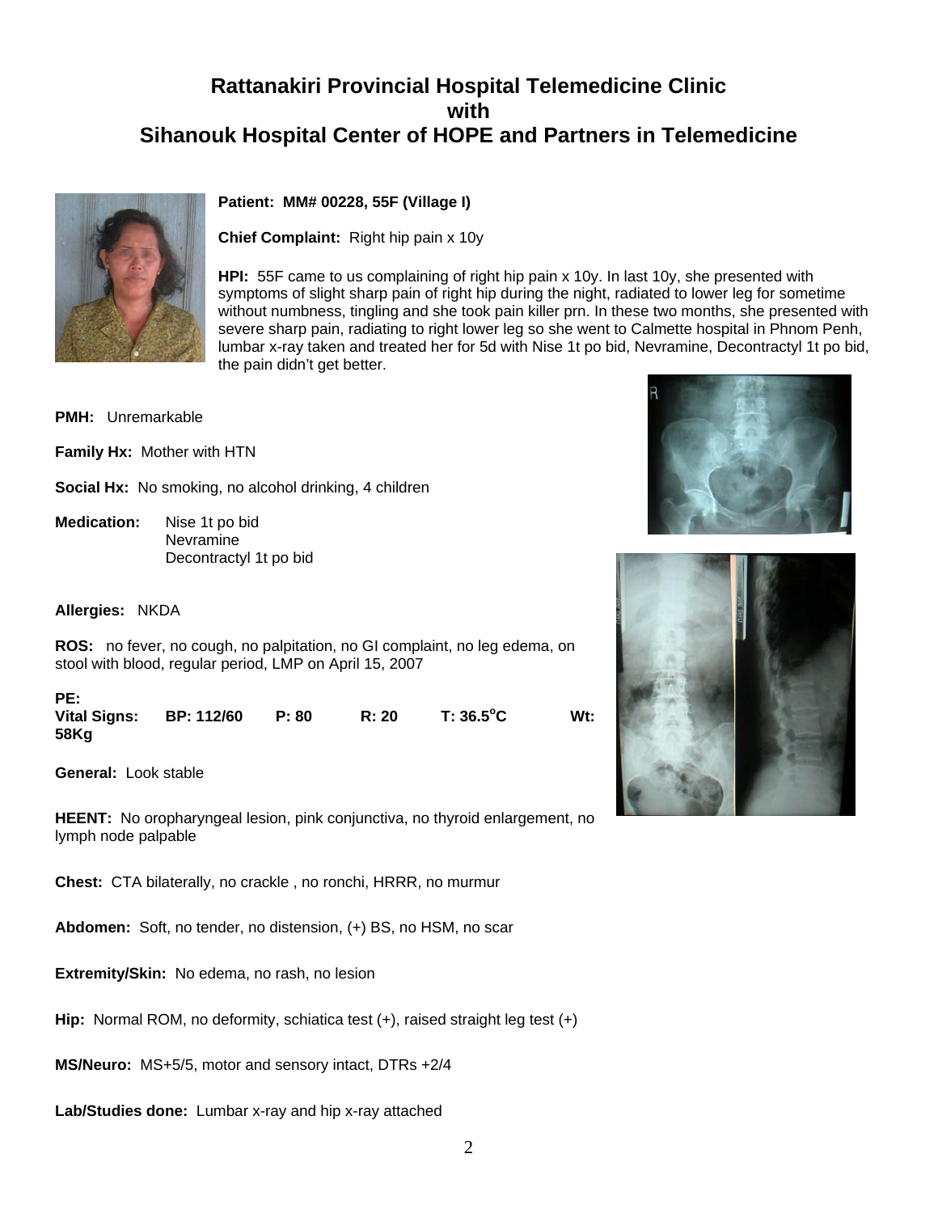# Rattanakiri Provincial Hospital Telemedicine Clinic
# with
# Sihanouk Hospital Center of HOPE and Partners in Telemedicine

**Patient: MM# 00228, 55F (Village I)**

**Chief Complaint:** Right hip pain x 10y

**HPI:** 55F came to us complaining of right hip pain x 10y. In last 10y, she presented with symptoms of slight sharp pain of right hip during the night, radiated to lower leg for sometime without numbness, tingling and she took pain killer prn. In these two months, she presented with severe sharp pain, radiating to right lower leg so she went to Calmette hospital in Phnom Penh, lumbar x-ray taken and treated her for 5d with Nise 1t po bid, Nevramine, Decontractyl 1t po bid, the pain didn't get better.

**PMH:** Unremarkable

**Family Hx:** Mother with HTN

**Social Hx:** No smoking, no alcohol drinking, 4 children

**Medication:**
- Nise 1t po bid
- Nevramine
- Decontractyl 1t po bid

**Allergies:** NKDA

**ROS:** no fever, no cough, no palpitation, no GI complaint, no leg edema, on stool with blood, regular period, LMP on April 15, 2007

**PE:**

**Vital Signs: BP: 112/60 P: 80 R: 20 T: 36.5°C Wt: 58Kg**

**General:** Look stable

**HEENT:** No oropharyngeal lesion, pink conjunctiva, no thyroid enlargement, no lymph node palpable

**Chest:** CTA bilaterally, no crackle , no ronchi, HRRR, no murmur

**Abdomen:** Soft, no tender, no distension, (+) BS, no HSM, no scar

**Extremity/Skin:** No edema, no rash, no lesion

**Hip:** Normal ROM, no deformity, schiatica test (+), raised straight leg test (+)

**MS/Neuro:** MS+5/5, motor and sensory intact, DTRs +2/4

**Lab/Studies done:** Lumbar x-ray and hip x-ray attached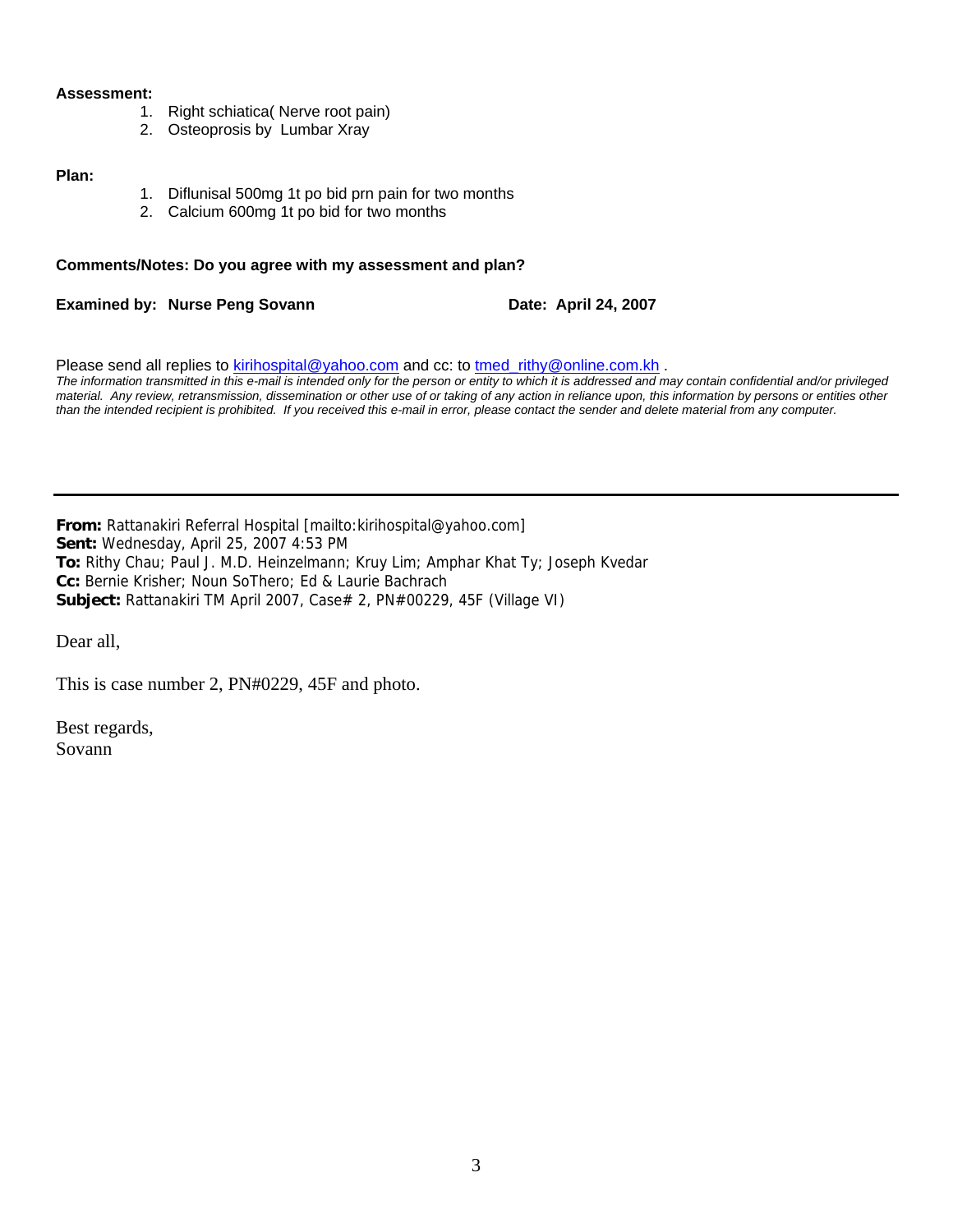**Assessment:**

1. Right schiatica( Nerve root pain)
2. Osteoprosis by Lumbar Xray

**Plan:**

1. Diflunisal 500mg 1t po bid prn pain for two months
2. Calcium 600mg 1t po bid for two months

**Comments/Notes: Do you agree with my assessment and plan?**

**Examined by: Nurse Peng Sovann** **Date: April 24, 2007**

Please send all replies to kirihospital@yahoo.com and cc: to tmed_rithy@online.com.kh .

*The information transmitted in this e-mail is intended only for the person or entity to which it is addressed and may contain confidential and/or privileged material. Any review, retransmission, dissemination or other use of or taking of any action in reliance upon, this information by persons or entities other than the intended recipient is prohibited. If you received this e-mail in error, please contact the sender and delete material from any computer.*

---

**From:** Rattanakiri Referral Hospital [mailto:kirihospital@yahoo.com]
**Sent:** Wednesday, April 25, 2007 4:53 PM
**To:** Rithy Chau; Paul J. M.D. Heinzelmann; Kruy Lim; Amphar Khat Ty; Joseph Kvedar
**Cc:** Bernie Krisher; Noun SoThero; Ed & Laurie Bachrach
**Subject:** Rattanakiri TM April 2007, Case# 2, PN#00229, 45F (Village VI)

Dear all,

This is case number 2, PN#0229, 45F and photo.

Best regards,
Sovann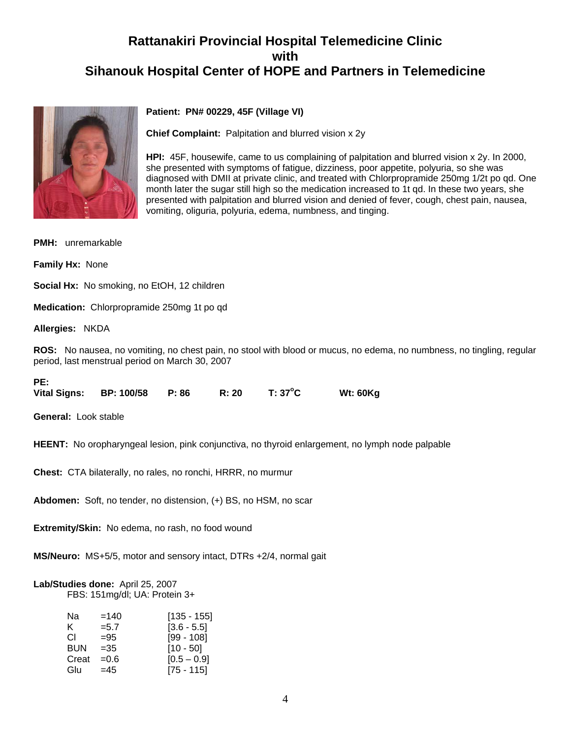# Rattanakiri Provincial Hospital Telemedicine Clinic
# with
# Sihanouk Hospital Center of HOPE and Partners in Telemedicine

**Patient: PN# 00229, 45F (Village VI)**

**Chief Complaint:** Palpitation and blurred vision x 2y

**HPI:** 45F, housewife, came to us complaining of palpitation and blurred vision x 2y. In 2000, she presented with symptoms of fatigue, dizziness, poor appetite, polyuria, so she was diagnosed with DMII at private clinic, and treated with Chlorpropramide 250mg 1/2t po qd. One month later the sugar still high so the medication increased to 1t qd. In these two years, she presented with palpitation and blurred vision and denied of fever, cough, chest pain, nausea, vomiting, oliguria, polyuria, edema, numbness, and tinging.

**PMH:** unremarkable

**Family Hx:** None

**Social Hx:** No smoking, no EtOH, 12 children

**Medication:** Chlorpropramide 250mg 1t po qd

**Allergies:** NKDA

**ROS:** No nausea, no vomiting, no chest pain, no stool with blood or mucus, no edema, no numbness, no tingling, regular period, last menstrual period on March 30, 2007

**PE:**

**Vital Signs:** **BP: 100/58** **P: 86** **R: 20** **T: 37°C** **Wt: 60Kg**

**General:** Look stable

**HEENT:** No oropharyngeal lesion, pink conjunctiva, no thyroid enlargement, no lymph node palpable

**Chest:** CTA bilaterally, no rales, no ronchi, HRRR, no murmur

**Abdomen:** Soft, no tender, no distension, (+) BS, no HSM, no scar

**Extremity/Skin:** No edema, no rash, no food wound

**MS/Neuro:** MS+5/5, motor and sensory intact, DTRs +2/4, normal gait

**Lab/Studies done:** April 25, 2007

FBS: 151mg/dl; UA: Protein 3+

| | | |
|---|---|---|
| Na | =140 | [135 - 155] |
| K | =5.7 | [3.6 - 5.5] |
| Cl | =95 | [99 - 108] |
| BUN | =35 | [10 - 50] |
| Creat | =0.6 | [0.5 – 0.9] |
| Glu | =45 | [75 - 115] |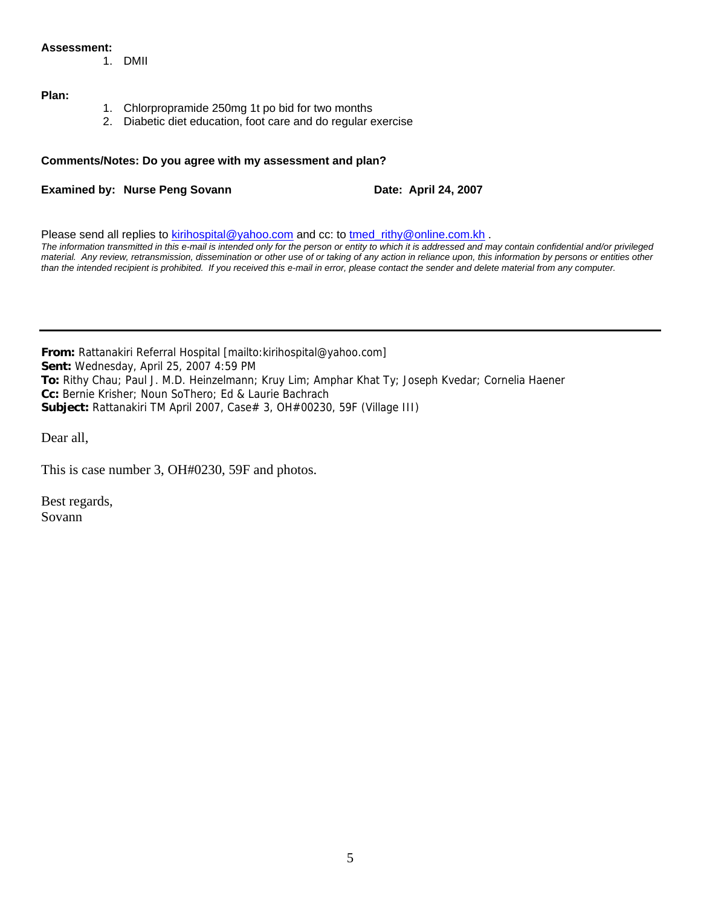**Assessment:**

1. DMII

**Plan:**

1. Chlorpropramide 250mg 1t po bid for two months
2. Diabetic diet education, foot care and do regular exercise

**Comments/Notes: Do you agree with my assessment and plan?**

**Examined by: Nurse Peng Sovann** **Date: April 24, 2007**

Please send all replies to kirihospital@yahoo.com and cc: to tmed_rithy@online.com.kh .

*The information transmitted in this e-mail is intended only for the person or entity to which it is addressed and may contain confidential and/or privileged material. Any review, retransmission, dissemination or other use of or taking of any action in reliance upon, this information by persons or entities other than the intended recipient is prohibited. If you received this e-mail in error, please contact the sender and delete material from any computer.*

---

**From:** Rattanakiri Referral Hospital [mailto:kirihospital@yahoo.com]
**Sent:** Wednesday, April 25, 2007 4:59 PM
**To:** Rithy Chau; Paul J. M.D. Heinzelmann; Kruy Lim; Amphar Khat Ty; Joseph Kvedar; Cornelia Haener
**Cc:** Bernie Krisher; Noun SoThero; Ed & Laurie Bachrach
**Subject:** Rattanakiri TM April 2007, Case# 3, OH#00230, 59F (Village III)

Dear all,

This is case number 3, OH#0230, 59F and photos.

Best regards,
Sovann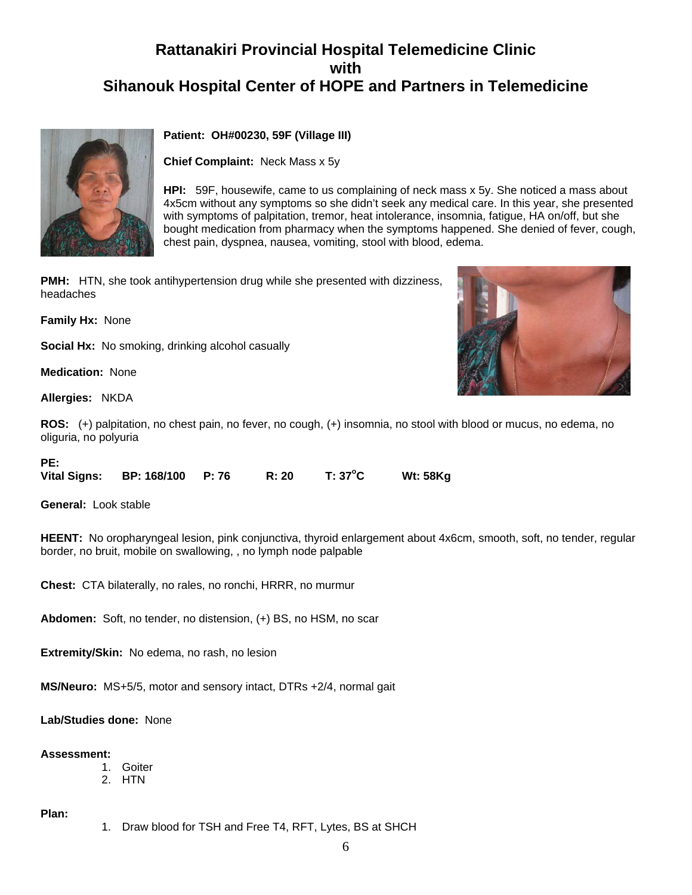# Rattanakiri Provincial Hospital Telemedicine Clinic with Sihanouk Hospital Center of HOPE and Partners in Telemedicine

**Patient: OH#00230, 59F (Village III)**

**Chief Complaint:** Neck Mass x 5y

**HPI:** 59F, housewife, came to us complaining of neck mass x 5y. She noticed a mass about 4x5cm without any symptoms so she didn't seek any medical care. In this year, she presented with symptoms of palpitation, tremor, heat intolerance, insomnia, fatigue, HA on/off, but she bought medication from pharmacy when the symptoms happened. She denied of fever, cough, chest pain, dyspnea, nausea, vomiting, stool with blood, edema.

**PMH:** HTN, she took antihypertension drug while she presented with dizziness, headaches

**Family Hx:** None

**Social Hx:** No smoking, drinking alcohol casually

**Medication:** None

**Allergies:** NKDA

**ROS:** (+) palpitation, no chest pain, no fever, no cough, (+) insomnia, no stool with blood or mucus, no edema, no oliguria, no polyuria

**PE:**

**Vital Signs: BP: 168/100 P: 76 R: 20 T: 37°C Wt: 58Kg**

**General:** Look stable

**HEENT:** No oropharyngeal lesion, pink conjunctiva, thyroid enlargement about 4x6cm, smooth, soft, no tender, regular border, no bruit, mobile on swallowing, , no lymph node palpable

**Chest:** CTA bilaterally, no rales, no ronchi, HRRR, no murmur

**Abdomen:** Soft, no tender, no distension, (+) BS, no HSM, no scar

**Extremity/Skin:** No edema, no rash, no lesion

**MS/Neuro:** MS+5/5, motor and sensory intact, DTRs +2/4, normal gait

**Lab/Studies done:** None

**Assessment:**

1. Goiter
2. HTN

**Plan:**

1. Draw blood for TSH and Free T4, RFT, Lytes, BS at SHCH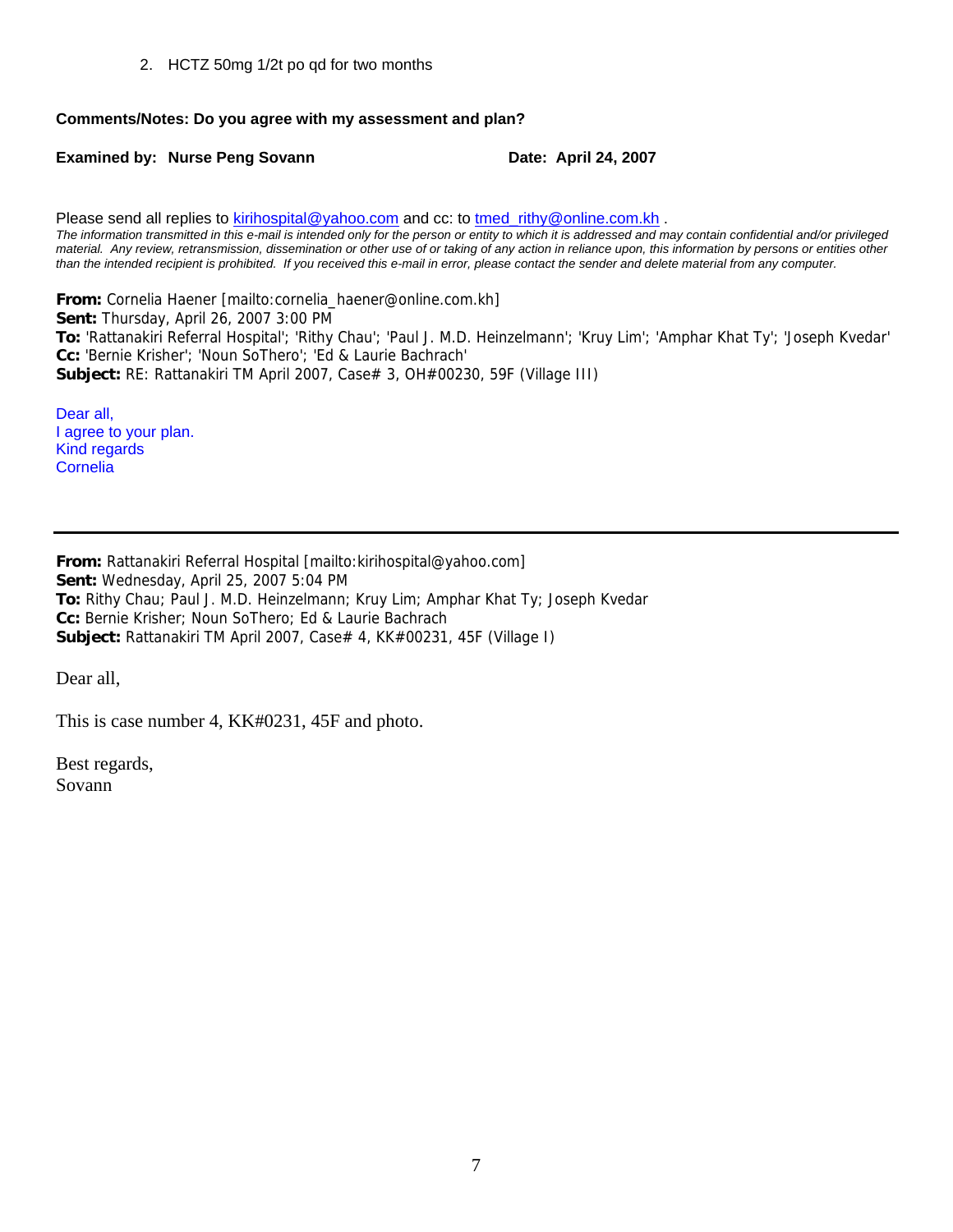2. HCTZ 50mg 1/2t po qd for two months

**Comments/Notes: Do you agree with my assessment and plan?**

**Examined by: Nurse Peng Sovann** **Date: April 24, 2007**

Please send all replies to kirihospital@yahoo.com and cc: to tmed_rithy@online.com.kh .

*The information transmitted in this e-mail is intended only for the person or entity to which it is addressed and may contain confidential and/or privileged material. Any review, retransmission, dissemination or other use of or taking of any action in reliance upon, this information by persons or entities other than the intended recipient is prohibited. If you received this e-mail in error, please contact the sender and delete material from any computer.*

**From:** Cornelia Haener [mailto:cornelia_haener@online.com.kh]
**Sent:** Thursday, April 26, 2007 3:00 PM
**To:** 'Rattanakiri Referral Hospital'; 'Rithy Chau'; 'Paul J. M.D. Heinzelmann'; 'Kruy Lim'; 'Amphar Khat Ty'; 'Joseph Kvedar'
**Cc:** 'Bernie Krisher'; 'Noun SoThero'; 'Ed & Laurie Bachrach'
**Subject:** RE: Rattanakiri TM April 2007, Case# 3, OH#00230, 59F (Village III)

Dear all,
I agree to your plan.
Kind regards
Cornelia

---

**From:** Rattanakiri Referral Hospital [mailto:kirihospital@yahoo.com]
**Sent:** Wednesday, April 25, 2007 5:04 PM
**To:** Rithy Chau; Paul J. M.D. Heinzelmann; Kruy Lim; Amphar Khat Ty; Joseph Kvedar
**Cc:** Bernie Krisher; Noun SoThero; Ed & Laurie Bachrach
**Subject:** Rattanakiri TM April 2007, Case# 4, KK#00231, 45F (Village I)

Dear all,

This is case number 4, KK#0231, 45F and photo.

Best regards,
Sovann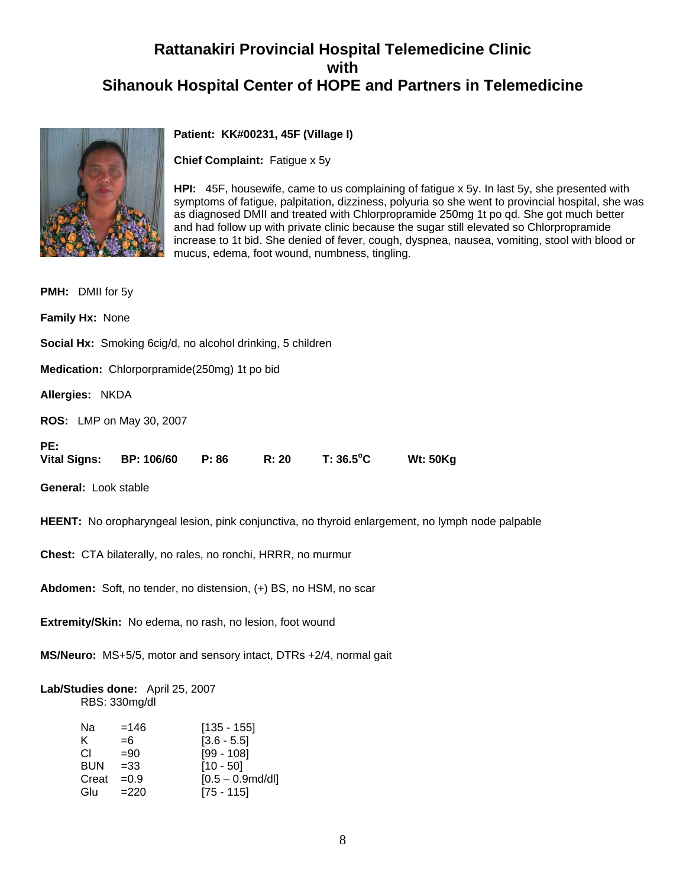# Rattanakiri Provincial Hospital Telemedicine Clinic with Sihanouk Hospital Center of HOPE and Partners in Telemedicine

**Patient: KK#00231, 45F (Village I)**

**Chief Complaint:** Fatigue x 5y

**HPI:** 45F, housewife, came to us complaining of fatigue x 5y. In last 5y, she presented with symptoms of fatigue, palpitation, dizziness, polyuria so she went to provincial hospital, she was as diagnosed DMII and treated with Chlorpropramide 250mg 1t po qd. She got much better and had follow up with private clinic because the sugar still elevated so Chlorpropramide increase to 1t bid. She denied of fever, cough, dyspnea, nausea, vomiting, stool with blood or mucus, edema, foot wound, numbness, tingling.

**PMH:** DMII for 5y

**Family Hx:** None

**Social Hx:** Smoking 6cig/d, no alcohol drinking, 5 children

**Medication:** Chlorporpramide(250mg) 1t po bid

**Allergies:** NKDA

**ROS:** LMP on May 30, 2007

**PE:**

**Vital Signs:** **BP: 106/60** **P: 86** **R: 20** **T: 36.5°C** **Wt: 50Kg**

**General:** Look stable

**HEENT:** No oropharyngeal lesion, pink conjunctiva, no thyroid enlargement, no lymph node palpable

**Chest:** CTA bilaterally, no rales, no ronchi, HRRR, no murmur

**Abdomen:** Soft, no tender, no distension, (+) BS, no HSM, no scar

**Extremity/Skin:** No edema, no rash, no lesion, foot wound

**MS/Neuro:** MS+5/5, motor and sensory intact, DTRs +2/4, normal gait

**Lab/Studies done:** April 25, 2007

RBS: 330mg/dl

| | | |
|---|---|---|
| Na | =146 | [135 - 155] |
| K | =6 | [3.6 - 5.5] |
| Cl | =90 | [99 - 108] |
| BUN | =33 | [10 - 50] |
| Creat | =0.9 | [0.5 – 0.9md/dl] |
| Glu | =220 | [75 - 115] |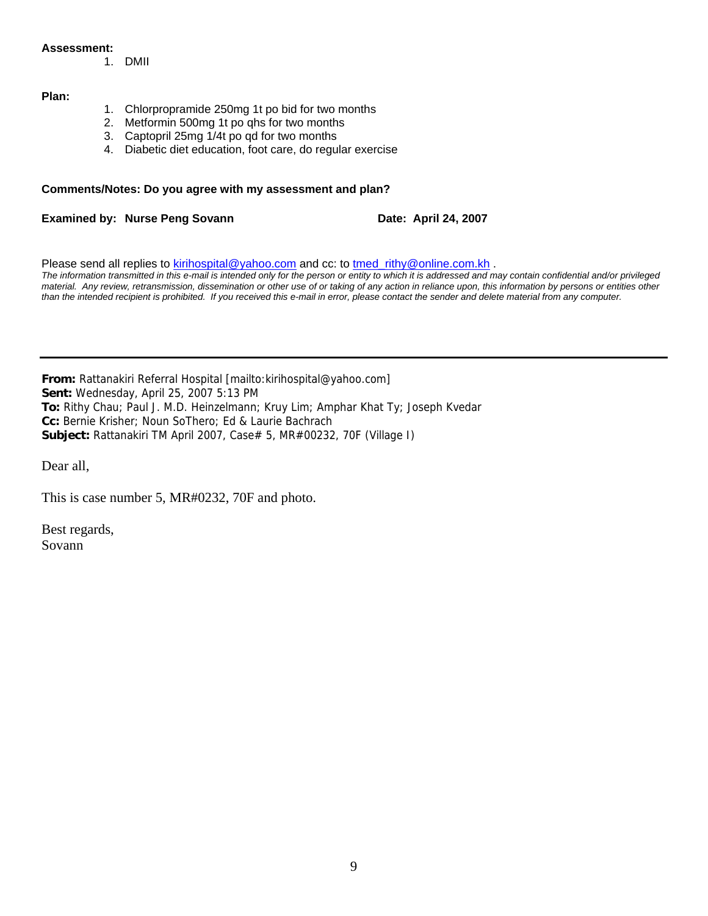**Assessment:**

1. DMII

**Plan:**

1. Chlorpropramide 250mg 1t po bid for two months
2. Metformin 500mg 1t po qhs for two months
3. Captopril 25mg 1/4t po qd for two months
4. Diabetic diet education, foot care, do regular exercise

**Comments/Notes: Do you agree with my assessment and plan?**

**Examined by: Nurse Peng Sovann** **Date: April 24, 2007**

Please send all replies to kirihospital@yahoo.com and cc: to tmed_rithy@online.com.kh .

*The information transmitted in this e-mail is intended only for the person or entity to which it is addressed and may contain confidential and/or privileged material. Any review, retransmission, dissemination or other use of or taking of any action in reliance upon, this information by persons or entities other than the intended recipient is prohibited. If you received this e-mail in error, please contact the sender and delete material from any computer.*

---

**From:** Rattanakiri Referral Hospital [mailto:kirihospital@yahoo.com]
**Sent:** Wednesday, April 25, 2007 5:13 PM
**To:** Rithy Chau; Paul J. M.D. Heinzelmann; Kruy Lim; Amphar Khat Ty; Joseph Kvedar
**Cc:** Bernie Krisher; Noun SoThero; Ed & Laurie Bachrach
**Subject:** Rattanakiri TM April 2007, Case# 5, MR#00232, 70F (Village I)

Dear all,

This is case number 5, MR#0232, 70F and photo.

Best regards,
Sovann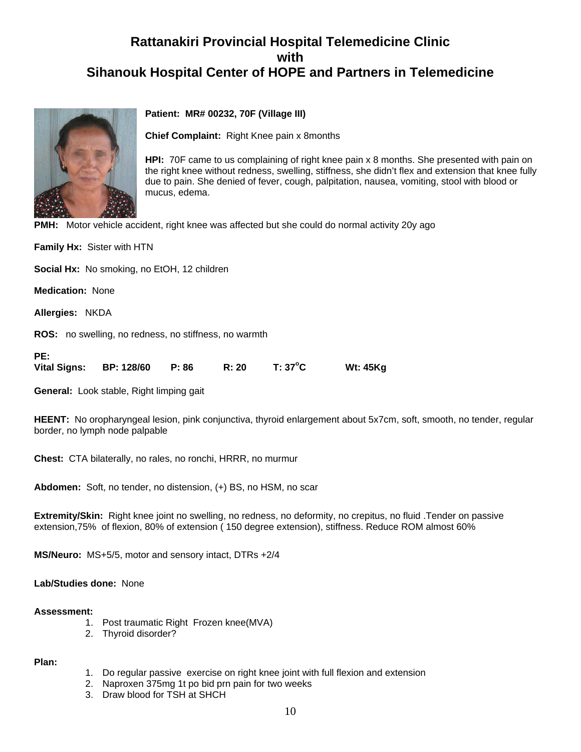# Rattanakiri Provincial Hospital Telemedicine Clinic with Sihanouk Hospital Center of HOPE and Partners in Telemedicine

**Patient: MR# 00232, 70F (Village III)**

**Chief Complaint:** Right Knee pain x 8months

**HPI:** 70F came to us complaining of right knee pain x 8 months. She presented with pain on the right knee without redness, swelling, stiffness, she didn't flex and extension that knee fully due to pain. She denied of fever, cough, palpitation, nausea, vomiting, stool with blood or mucus, edema.

**PMH:** Motor vehicle accident, right knee was affected but she could do normal activity 20y ago

**Family Hx:** Sister with HTN

**Social Hx:** No smoking, no EtOH, 12 children

**Medication:** None

**Allergies:** NKDA

**ROS:** no swelling, no redness, no stiffness, no warmth

**PE:**
**Vital Signs:** **BP: 128/60** **P: 86** **R: 20** **T: 37°C** **Wt: 45Kg**

**General:** Look stable, Right limping gait

**HEENT:** No oropharyngeal lesion, pink conjunctiva, thyroid enlargement about 5x7cm, soft, smooth, no tender, regular border, no lymph node palpable

**Chest:** CTA bilaterally, no rales, no ronchi, HRRR, no murmur

**Abdomen:** Soft, no tender, no distension, (+) BS, no HSM, no scar

**Extremity/Skin:** Right knee joint no swelling, no redness, no deformity, no crepitus, no fluid .Tender on passive extension,75% of flexion, 80% of extension ( 150 degree extension), stiffness. Reduce ROM almost 60%

**MS/Neuro:** MS+5/5, motor and sensory intact, DTRs +2/4

**Lab/Studies done:** None

**Assessment:**

1. Post traumatic Right Frozen knee(MVA)
2. Thyroid disorder?

**Plan:**

1. Do regular passive exercise on right knee joint with full flexion and extension
2. Naproxen 375mg 1t po bid prn pain for two weeks
3. Draw blood for TSH at SHCH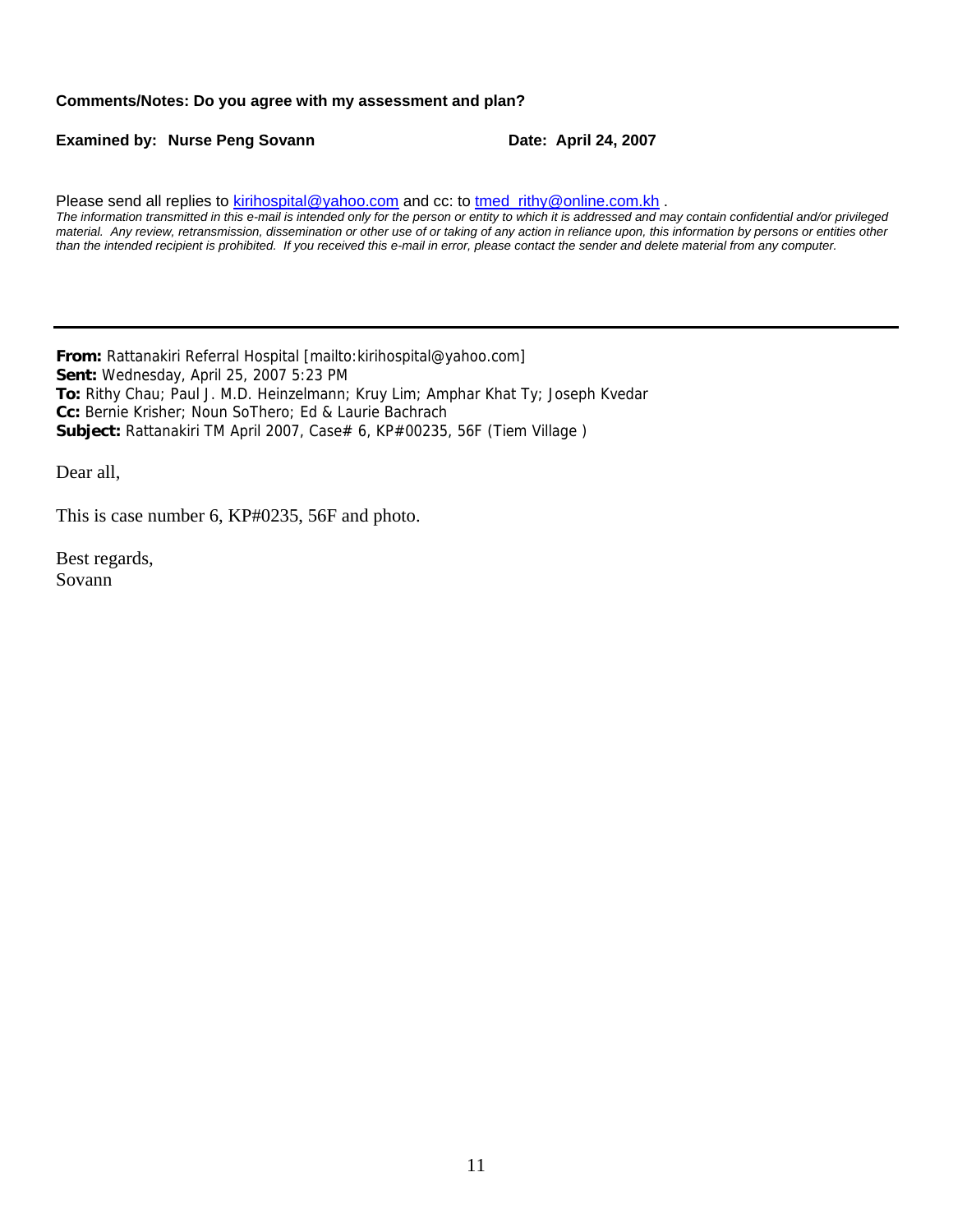**Comments/Notes: Do you agree with my assessment and plan?**

**Examined by: Nurse Peng Sovann** **Date: April 24, 2007**

Please send all replies to kirihospital@yahoo.com and cc: to tmed_rithy@online.com.kh .

*The information transmitted in this e-mail is intended only for the person or entity to which it is addressed and may contain confidential and/or privileged material. Any review, retransmission, dissemination or other use of or taking of any action in reliance upon, this information by persons or entities other than the intended recipient is prohibited. If you received this e-mail in error, please contact the sender and delete material from any computer.*

---

**From:** Rattanakiri Referral Hospital [mailto:kirihospital@yahoo.com]
**Sent:** Wednesday, April 25, 2007 5:23 PM
**To:** Rithy Chau; Paul J. M.D. Heinzelmann; Kruy Lim; Amphar Khat Ty; Joseph Kvedar
**Cc:** Bernie Krisher; Noun SoThero; Ed & Laurie Bachrach
**Subject:** Rattanakiri TM April 2007, Case# 6, KP#00235, 56F (Tiem Village )

Dear all,

This is case number 6, KP#0235, 56F and photo.

Best regards,
Sovann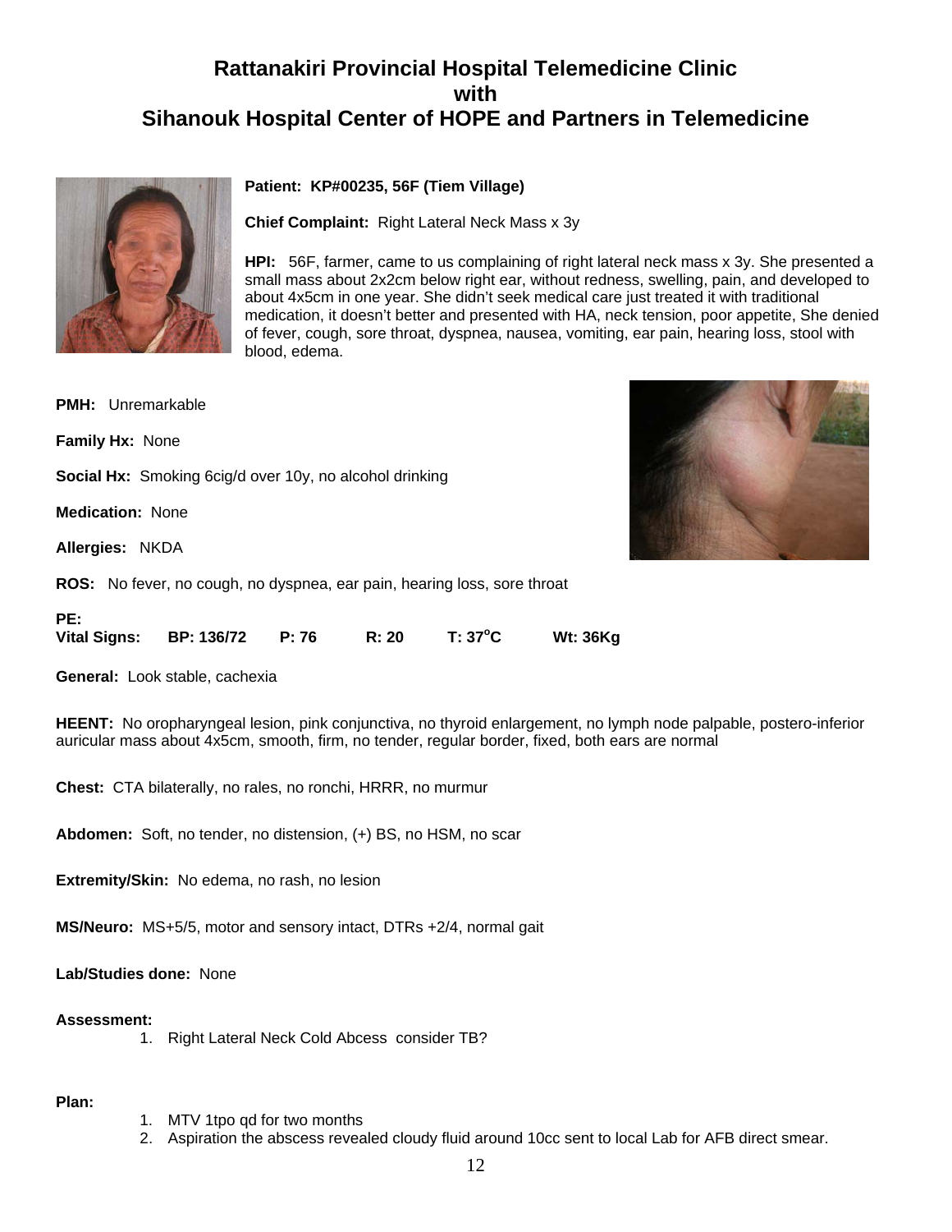# Rattanakiri Provincial Hospital Telemedicine Clinic with Sihanouk Hospital Center of HOPE and Partners in Telemedicine

**Patient: KP#00235, 56F (Tiem Village)**

**Chief Complaint:** Right Lateral Neck Mass x 3y

**HPI:** 56F, farmer, came to us complaining of right lateral neck mass x 3y. She presented a small mass about 2x2cm below right ear, without redness, swelling, pain, and developed to about 4x5cm in one year. She didn't seek medical care just treated it with traditional medication, it doesn't better and presented with HA, neck tension, poor appetite, She denied of fever, cough, sore throat, dyspnea, nausea, vomiting, ear pain, hearing loss, stool with blood, edema.

**PMH:** Unremarkable

**Family Hx:** None

**Social Hx:** Smoking 6cig/d over 10y, no alcohol drinking

**Medication:** None

**Allergies:** NKDA

**ROS:** No fever, no cough, no dyspnea, ear pain, hearing loss, sore throat

**PE:**

**Vital Signs:** **BP: 136/72** **P: 76** **R: 20** **T: 37$^{o}$C** **Wt: 36Kg**

**General:** Look stable, cachexia

**HEENT:** No oropharyngeal lesion, pink conjunctiva, no thyroid enlargement, no lymph node palpable, postero-inferior auricular mass about 4x5cm, smooth, firm, no tender, regular border, fixed, both ears are normal

**Chest:** CTA bilaterally, no rales, no ronchi, HRRR, no murmur

**Abdomen:** Soft, no tender, no distension, (+) BS, no HSM, no scar

**Extremity/Skin:** No edema, no rash, no lesion

**MS/Neuro:** MS+5/5, motor and sensory intact, DTRs +2/4, normal gait

**Lab/Studies done:** None

**Assessment:**

1. Right Lateral Neck Cold Abcess consider TB?

**Plan:**

1. MTV 1tpo qd for two months
2. Aspiration the abscess revealed cloudy fluid around 10cc sent to local Lab for AFB direct smear.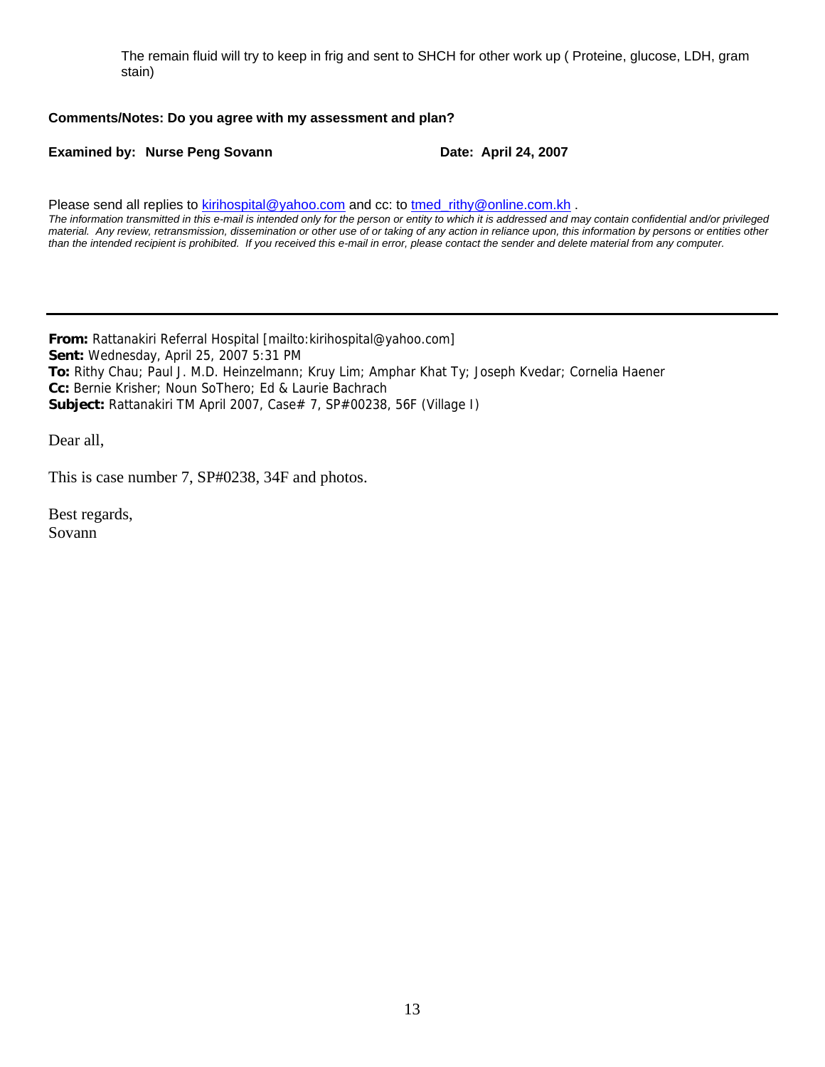The remain fluid will try to keep in frig and sent to SHCH for other work up ( Proteine, glucose, LDH, gram stain)

**Comments/Notes: Do you agree with my assessment and plan?**

**Examined by: Nurse Peng Sovann** **Date: April 24, 2007**

Please send all replies to kirihospital@yahoo.com and cc: to tmed_rithy@online.com.kh .

*The information transmitted in this e-mail is intended only for the person or entity to which it is addressed and may contain confidential and/or privileged material. Any review, retransmission, dissemination or other use of or taking of any action in reliance upon, this information by persons or entities other than the intended recipient is prohibited. If you received this e-mail in error, please contact the sender and delete material from any computer.*

---

**From:** Rattanakiri Referral Hospital [mailto:kirihospital@yahoo.com]
**Sent:** Wednesday, April 25, 2007 5:31 PM
**To:** Rithy Chau; Paul J. M.D. Heinzelmann; Kruy Lim; Amphar Khat Ty; Joseph Kvedar; Cornelia Haener
**Cc:** Bernie Krisher; Noun SoThero; Ed & Laurie Bachrach
**Subject:** Rattanakiri TM April 2007, Case# 7, SP#00238, 56F (Village I)

Dear all,

This is case number 7, SP#0238, 34F and photos.

Best regards,
Sovann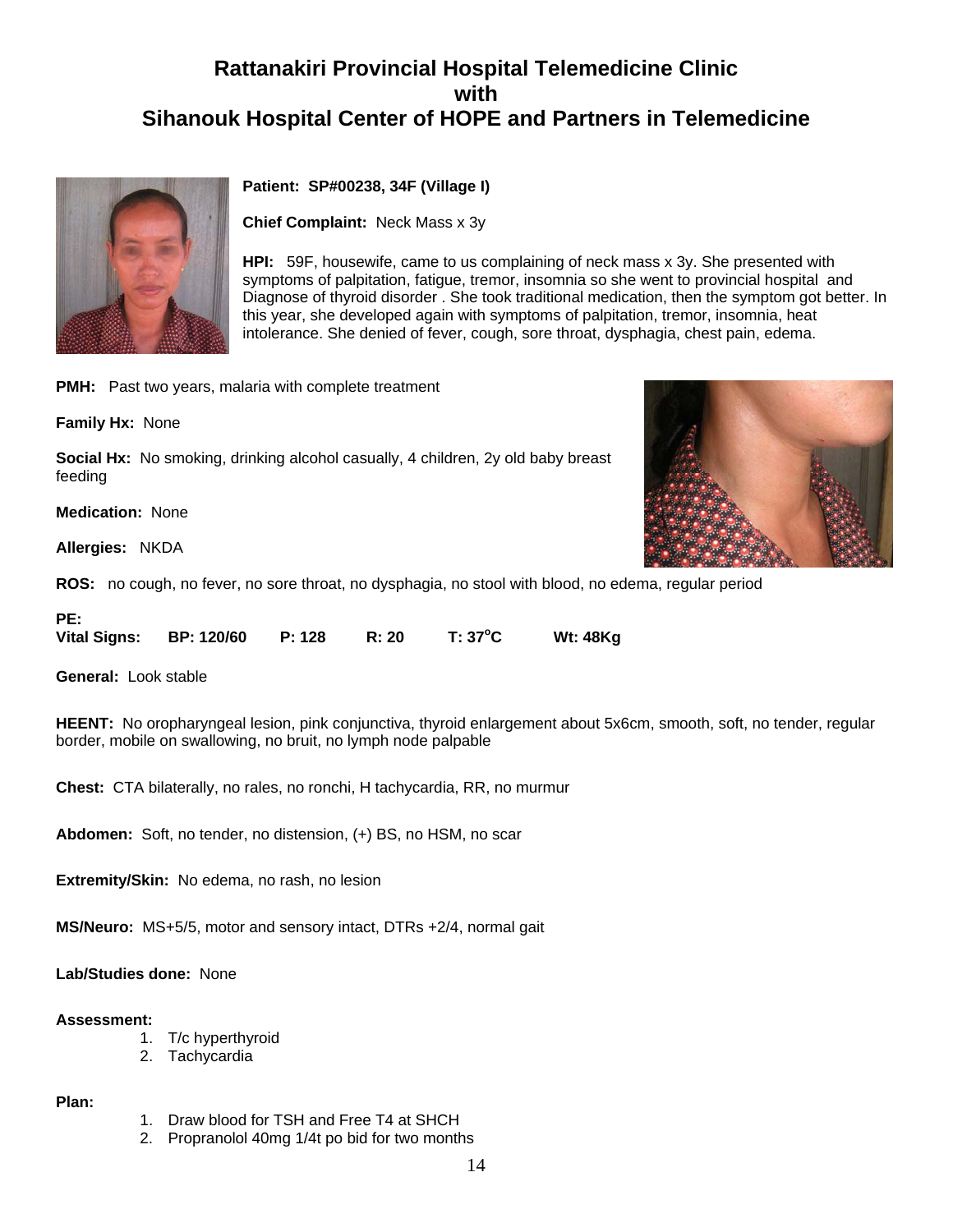# Rattanakiri Provincial Hospital Telemedicine Clinic with Sihanouk Hospital Center of HOPE and Partners in Telemedicine

**Patient: SP#00238, 34F (Village I)**

**Chief Complaint:** Neck Mass x 3y

**HPI:** 59F, housewife, came to us complaining of neck mass x 3y. She presented with symptoms of palpitation, fatigue, tremor, insomnia so she went to provincial hospital and Diagnose of thyroid disorder . She took traditional medication, then the symptom got better. In this year, she developed again with symptoms of palpitation, tremor, insomnia, heat intolerance. She denied of fever, cough, sore throat, dysphagia, chest pain, edema.

**PMH:** Past two years, malaria with complete treatment

**Family Hx:** None

**Social Hx:** No smoking, drinking alcohol casually, 4 children, 2y old baby breast feeding

**Medication:** None

**Allergies:** NKDA

**ROS:** no cough, no fever, no sore throat, no dysphagia, no stool with blood, no edema, regular period

**PE:**

**Vital Signs:** **BP: 120/60** **P: 128** **R: 20** **T: 37°C** **Wt: 48Kg**

**General:** Look stable

**HEENT:** No oropharyngeal lesion, pink conjunctiva, thyroid enlargement about 5x6cm, smooth, soft, no tender, regular border, mobile on swallowing, no bruit, no lymph node palpable

**Chest:** CTA bilaterally, no rales, no ronchi, H tachycardia, RR, no murmur

**Abdomen:** Soft, no tender, no distension, (+) BS, no HSM, no scar

**Extremity/Skin:** No edema, no rash, no lesion

**MS/Neuro:** MS+5/5, motor and sensory intact, DTRs +2/4, normal gait

**Lab/Studies done:** None

**Assessment:**

1. T/c hyperthyroid
2. Tachycardia

**Plan:**

1. Draw blood for TSH and Free T4 at SHCH
2. Propranolol 40mg 1/4t po bid for two months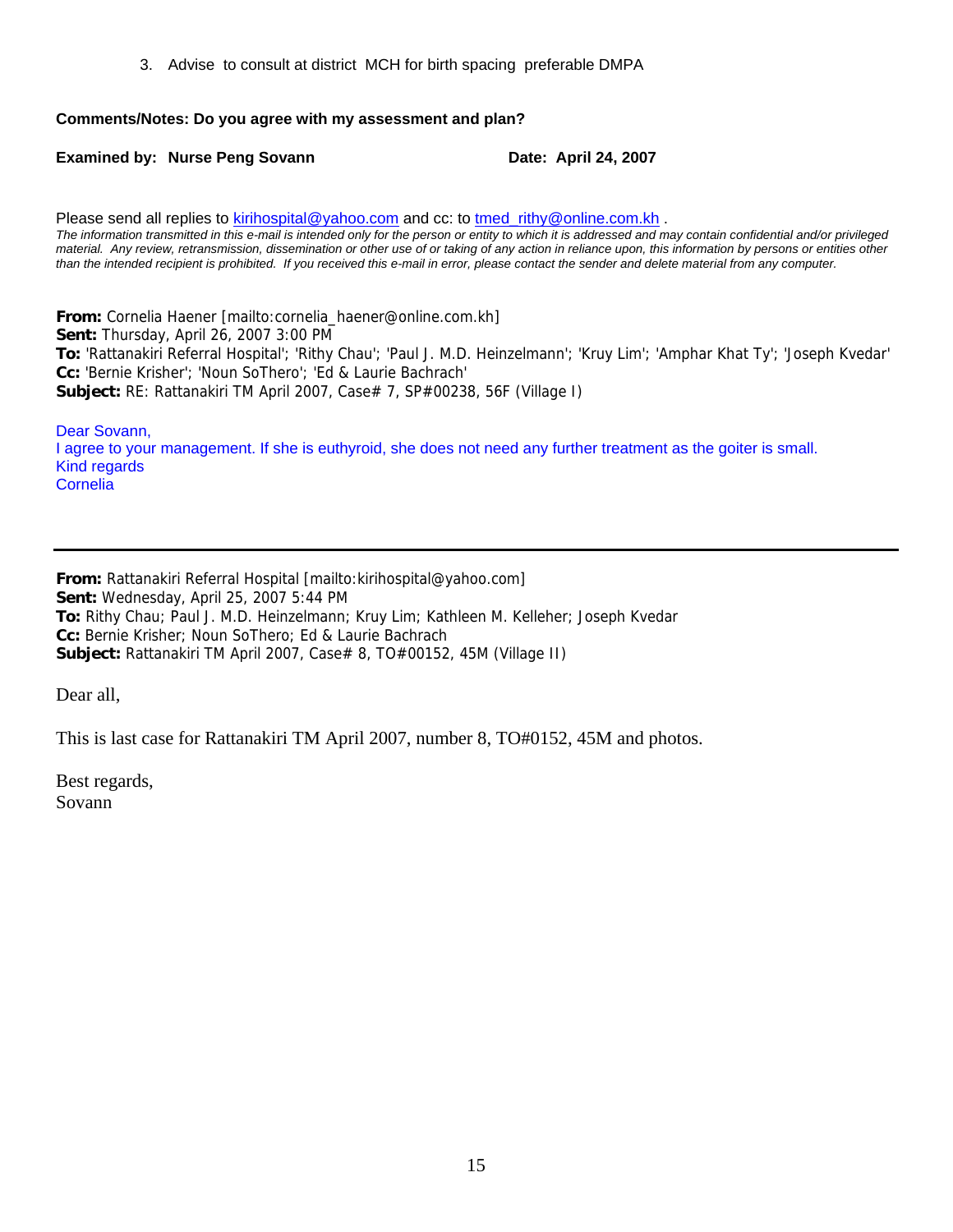3. Advise to consult at district MCH for birth spacing preferable DMPA

**Comments/Notes: Do you agree with my assessment and plan?**

**Examined by: Nurse Peng Sovann** **Date: April 24, 2007**

Please send all replies to kirihospital@yahoo.com and cc: to tmed_rithy@online.com.kh .

*The information transmitted in this e-mail is intended only for the person or entity to which it is addressed and may contain confidential and/or privileged material. Any review, retransmission, dissemination or other use of or taking of any action in reliance upon, this information by persons or entities other than the intended recipient is prohibited. If you received this e-mail in error, please contact the sender and delete material from any computer.*

**From:** Cornelia Haener [mailto:cornelia_haener@online.com.kh]
**Sent:** Thursday, April 26, 2007 3:00 PM
**To:** 'Rattanakiri Referral Hospital'; 'Rithy Chau'; 'Paul J. M.D. Heinzelmann'; 'Kruy Lim'; 'Amphar Khat Ty'; 'Joseph Kvedar'
**Cc:** 'Bernie Krisher'; 'Noun SoThero'; 'Ed & Laurie Bachrach'
**Subject:** RE: Rattanakiri TM April 2007, Case# 7, SP#00238, 56F (Village I)

Dear Sovann,
I agree to your management. If she is euthyroid, she does not need any further treatment as the goiter is small.
Kind regards
Cornelia

---

**From:** Rattanakiri Referral Hospital [mailto:kirihospital@yahoo.com]
**Sent:** Wednesday, April 25, 2007 5:44 PM
**To:** Rithy Chau; Paul J. M.D. Heinzelmann; Kruy Lim; Kathleen M. Kelleher; Joseph Kvedar
**Cc:** Bernie Krisher; Noun SoThero; Ed & Laurie Bachrach
**Subject:** Rattanakiri TM April 2007, Case# 8, TO#00152, 45M (Village II)

Dear all,

This is last case for Rattanakiri TM April 2007, number 8, TO#0152, 45M and photos.

Best regards,
Sovann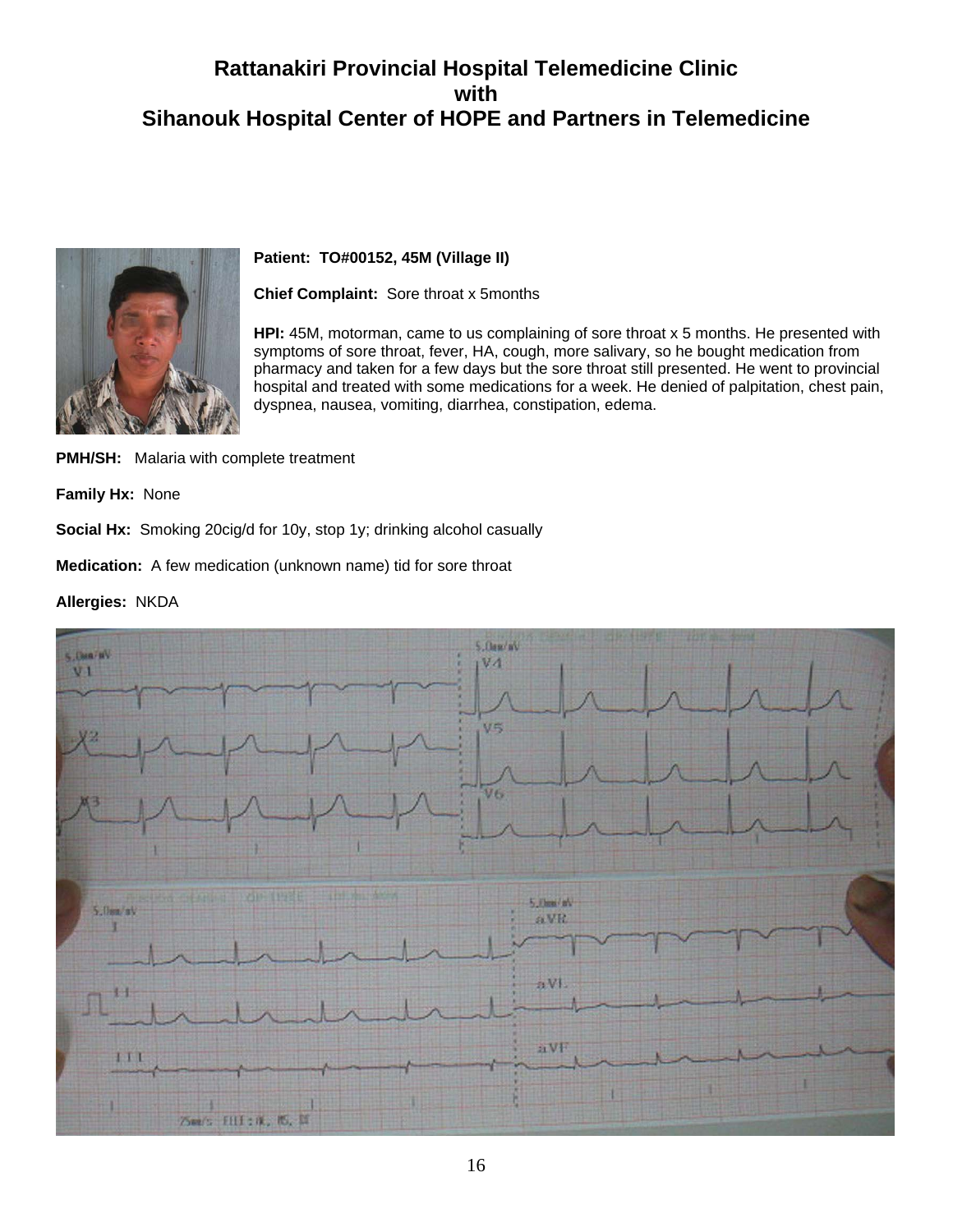# Rattanakiri Provincial Hospital Telemedicine Clinic with Sihanouk Hospital Center of HOPE and Partners in Telemedicine

**Patient: TO#00152, 45M (Village II)**

**Chief Complaint:** Sore throat x 5months

**HPI:** 45M, motorman, came to us complaining of sore throat x 5 months. He presented with symptoms of sore throat, fever, HA, cough, more salivary, so he bought medication from pharmacy and taken for a few days but the sore throat still presented. He went to provincial hospital and treated with some medications for a week. He denied of palpitation, chest pain, dyspnea, nausea, vomiting, diarrhea, constipation, edema.

**PMH/SH:** Malaria with complete treatment

**Family Hx:** None

**Social Hx:** Smoking 20cig/d for 10y, stop 1y; drinking alcohol casually

**Medication:** A few medication (unknown name) tid for sore throat

**Allergies:** NKDA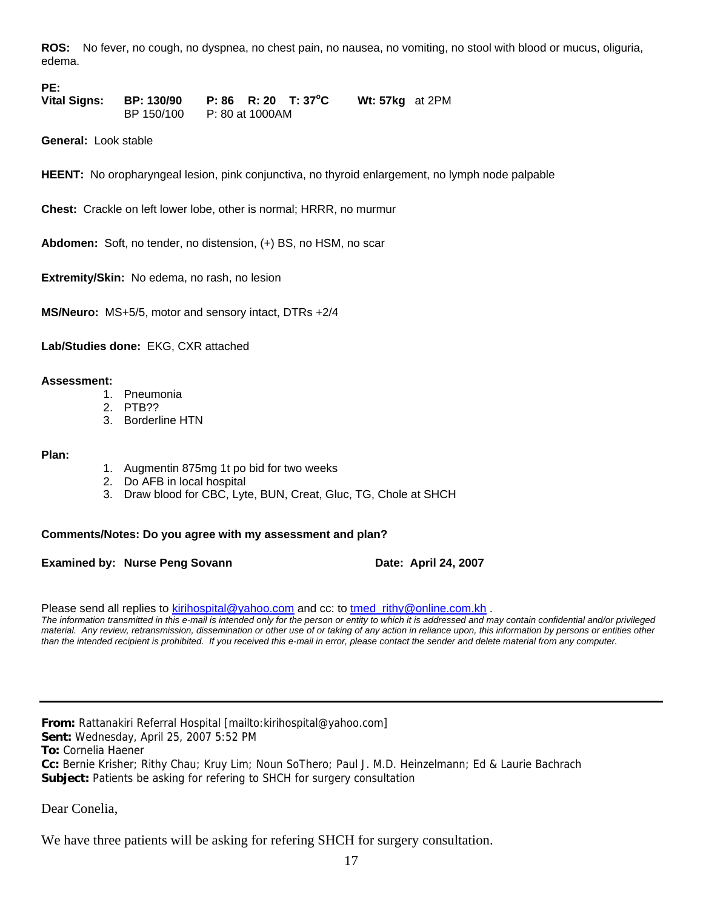**ROS:** No fever, no cough, no dyspnea, no chest pain, no nausea, no vomiting, no stool with blood or mucus, oliguria, edema.

**PE:**

**Vital Signs:** **BP: 130/90** **P: 86** **R: 20** **T: 37°C** **Wt: 57kg** at 2PM
BP 150/100 P: 80 at 1000AM

**General:** Look stable

**HEENT:** No oropharyngeal lesion, pink conjunctiva, no thyroid enlargement, no lymph node palpable

**Chest:** Crackle on left lower lobe, other is normal; HRRR, no murmur

**Abdomen:** Soft, no tender, no distension, (+) BS, no HSM, no scar

**Extremity/Skin:** No edema, no rash, no lesion

**MS/Neuro:** MS+5/5, motor and sensory intact, DTRs +2/4

**Lab/Studies done:** EKG, CXR attached

**Assessment:**

1. Pneumonia
2. PTB??
3. Borderline HTN

**Plan:**

1. Augmentin 875mg 1t po bid for two weeks
2. Do AFB in local hospital
3. Draw blood for CBC, Lyte, BUN, Creat, Gluc, TG, Chole at SHCH

**Comments/Notes: Do you agree with my assessment and plan?**

**Examined by: Nurse Peng Sovann** **Date: April 24, 2007**

Please send all replies to kirihospital@yahoo.com and cc: to tmed_rithy@online.com.kh .

*The information transmitted in this e-mail is intended only for the person or entity to which it is addressed and may contain confidential and/or privileged material. Any review, retransmission, dissemination or other use of or taking of any action in reliance upon, this information by persons or entities other than the intended recipient is prohibited. If you received this e-mail in error, please contact the sender and delete material from any computer.*

---

**From:** Rattanakiri Referral Hospital [mailto:kirihospital@yahoo.com]
**Sent:** Wednesday, April 25, 2007 5:52 PM
**To:** Cornelia Haener
**Cc:** Bernie Krisher; Rithy Chau; Kruy Lim; Noun SoThero; Paul J. M.D. Heinzelmann; Ed & Laurie Bachrach
**Subject:** Patients be asking for refering to SHCH for surgery consultation

Dear Conelia,

We have three patients will be asking for refering SHCH for surgery consultation.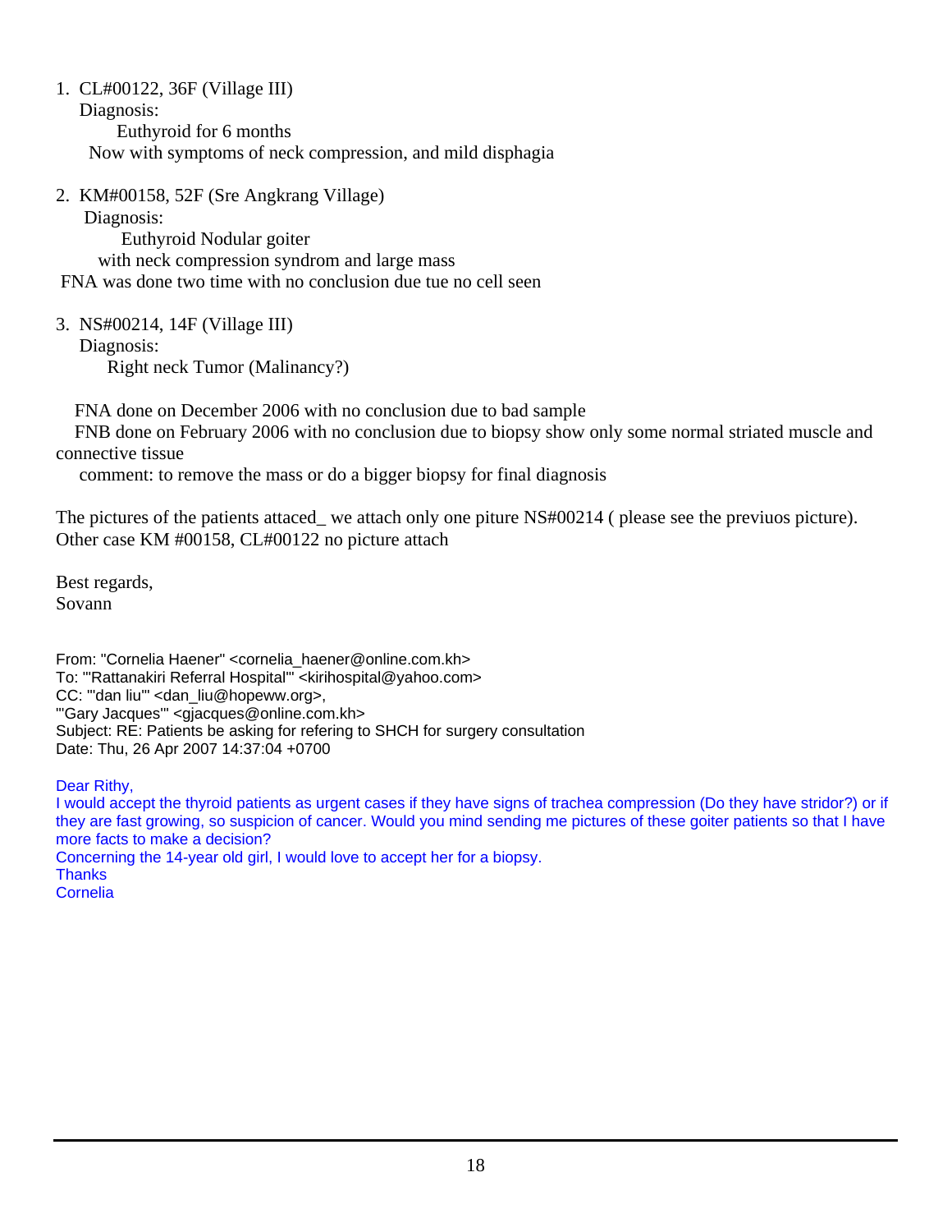1. CL#00122, 36F (Village III)
   Diagnosis:
   Euthyroid for 6 months
   Now with symptoms of neck compression, and mild disphagia

2. KM#00158, 52F (Sre Angkrang Village)
   Diagnosis:
   Euthyroid Nodular goiter
   with neck compression syndrom and large mass
   FNA was done two time with no conclusion due tue no cell seen

3. NS#00214, 14F (Village III)
   Diagnosis:
   Right neck Tumor (Malinancy?)

   FNA done on December 2006 with no conclusion due to bad sample
   FNB done on February 2006 with no conclusion due to biopsy show only some normal striated muscle and connective tissue
   comment: to remove the mass or do a bigger biopsy for final diagnosis

The pictures of the patients attaced_ we attach only one piture NS#00214 ( please see the previuos picture). Other case KM #00158, CL#00122 no picture attach

Best regards,
Sovann

From: "Cornelia Haener" <cornelia_haener@online.com.kh>
To: "'Rattanakiri Referral Hospital'" <kirihospital@yahoo.com>
CC: "'dan liu'" <dan_liu@hopeww.org>,
"'Gary Jacques'" <gjacques@online.com.kh>
Subject: RE: Patients be asking for refering to SHCH for surgery consultation
Date: Thu, 26 Apr 2007 14:37:04 +0700

Dear Rithy,
I would accept the thyroid patients as urgent cases if they have signs of trachea compression (Do they have stridor?) or if they are fast growing, so suspicion of cancer. Would you mind sending me pictures of these goiter patients so that I have more facts to make a decision?
Concerning the 14-year old girl, I would love to accept her for a biopsy.
Thanks
Cornelia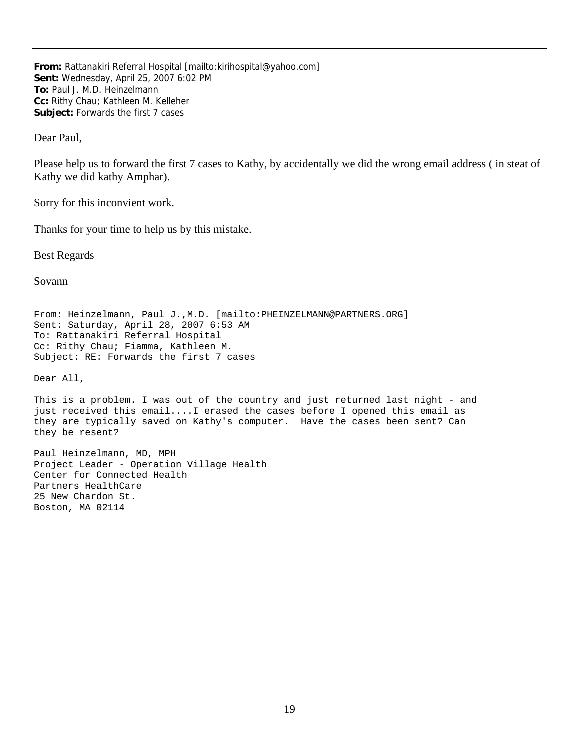---

**From:** Rattanakiri Referral Hospital [mailto:kirihospital@yahoo.com]
**Sent:** Wednesday, April 25, 2007 6:02 PM
**To:** Paul J. M.D. Heinzelmann
**Cc:** Rithy Chau; Kathleen M. Kelleher
**Subject:** Forwards the first 7 cases

Dear Paul,

Please help us to forward the first 7 cases to Kathy, by accidentally we did the wrong email address ( in steat of Kathy we did kathy Amphar).

Sorry for this inconvient work.

Thanks for your time to help us by this mistake.

Best Regards

Sovann

From: Heinzelmann, Paul J.,M.D. [mailto:PHEINZELMANN@PARTNERS.ORG]
Sent: Saturday, April 28, 2007 6:53 AM
To: Rattanakiri Referral Hospital
Cc: Rithy Chau; Fiamma, Kathleen M.
Subject: RE: Forwards the first 7 cases

Dear All,

This is a problem. I was out of the country and just returned last night - and just received this email....I erased the cases before I opened this email as they are typically saved on Kathy's computer. Have the cases been sent? Can they be resent?

Paul Heinzelmann, MD, MPH
Project Leader - Operation Village Health
Center for Connected Health
Partners HealthCare
25 New Chardon St.
Boston, MA 02114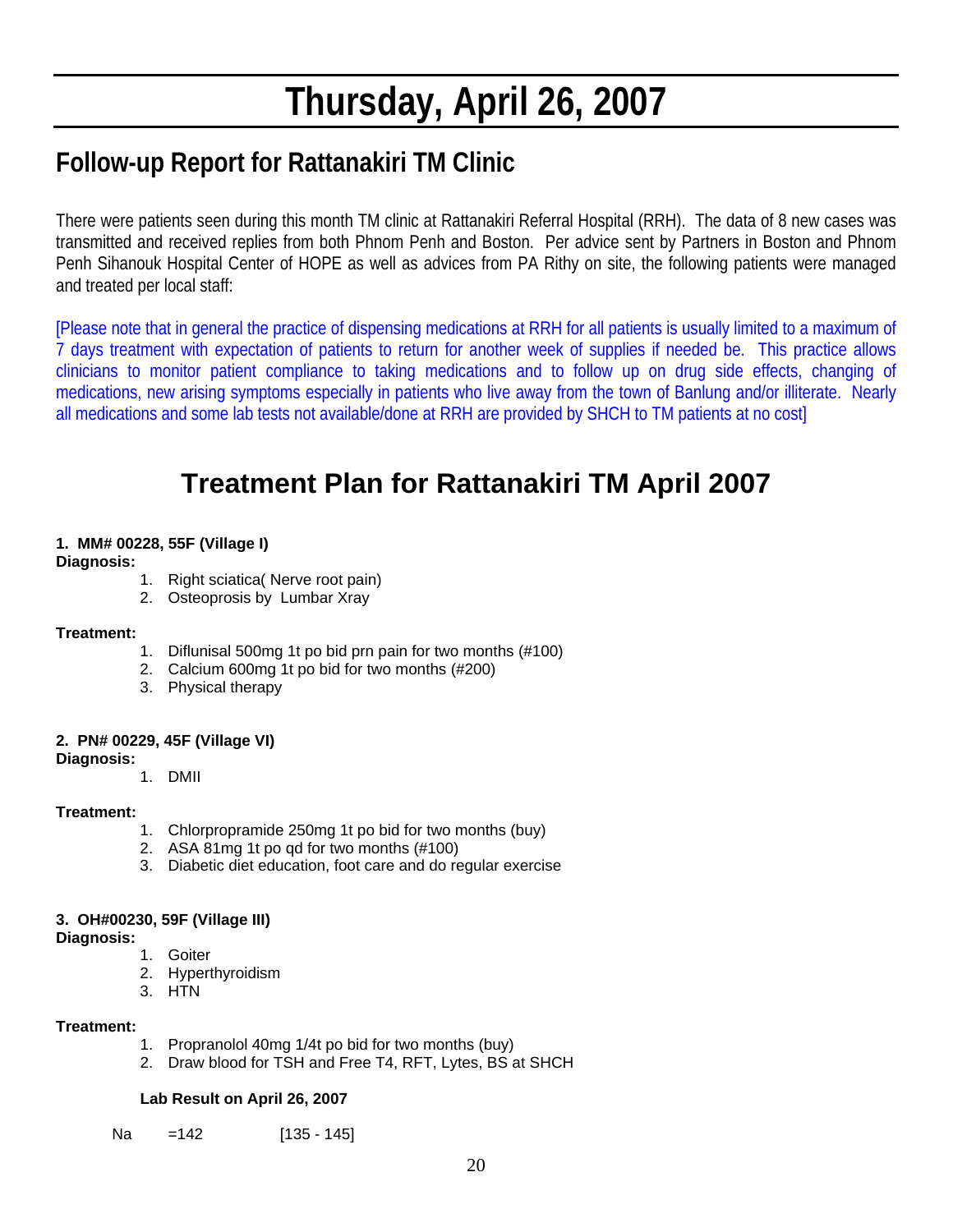# Thursday, April 26, 2007

## Follow-up Report for Rattanakiri TM Clinic

There were patients seen during this month TM clinic at Rattanakiri Referral Hospital (RRH). The data of 8 new cases was transmitted and received replies from both Phnom Penh and Boston. Per advice sent by Partners in Boston and Phnom Penh Sihanouk Hospital Center of HOPE as well as advices from PA Rithy on site, the following patients were managed and treated per local staff:

[Please note that in general the practice of dispensing medications at RRH for all patients is usually limited to a maximum of 7 days treatment with expectation of patients to return for another week of supplies if needed be. This practice allows clinicians to monitor patient compliance to taking medications and to follow up on drug side effects, changing of medications, new arising symptoms especially in patients who live away from the town of Banlung and/or illiterate. Nearly all medications and some lab tests not available/done at RRH are provided by SHCH to TM patients at no cost]

## Treatment Plan for Rattanakiri TM April 2007

**1. MM# 00228, 55F (Village I)**

**Diagnosis:**

1. Right sciatica( Nerve root pain)
2. Osteoprosis by Lumbar Xray

**Treatment:**

1. Diflunisal 500mg 1t po bid prn pain for two months (#100)
2. Calcium 600mg 1t po bid for two months (#200)
3. Physical therapy

**2. PN# 00229, 45F (Village VI)**

**Diagnosis:**

1. DMII

**Treatment:**

1. Chlorpropramide 250mg 1t po bid for two months (buy)
2. ASA 81mg 1t po qd for two months (#100)
3. Diabetic diet education, foot care and do regular exercise

**3. OH#00230, 59F (Village III)**

**Diagnosis:**

1. Goiter
2. Hyperthyroidism
3. HTN

**Treatment:**

1. Propranolol 40mg 1/4t po bid for two months (buy)
2. Draw blood for TSH and Free T4, RFT, Lytes, BS at SHCH

**Lab Result on April 26, 2007**

Na =142 [135 - 145]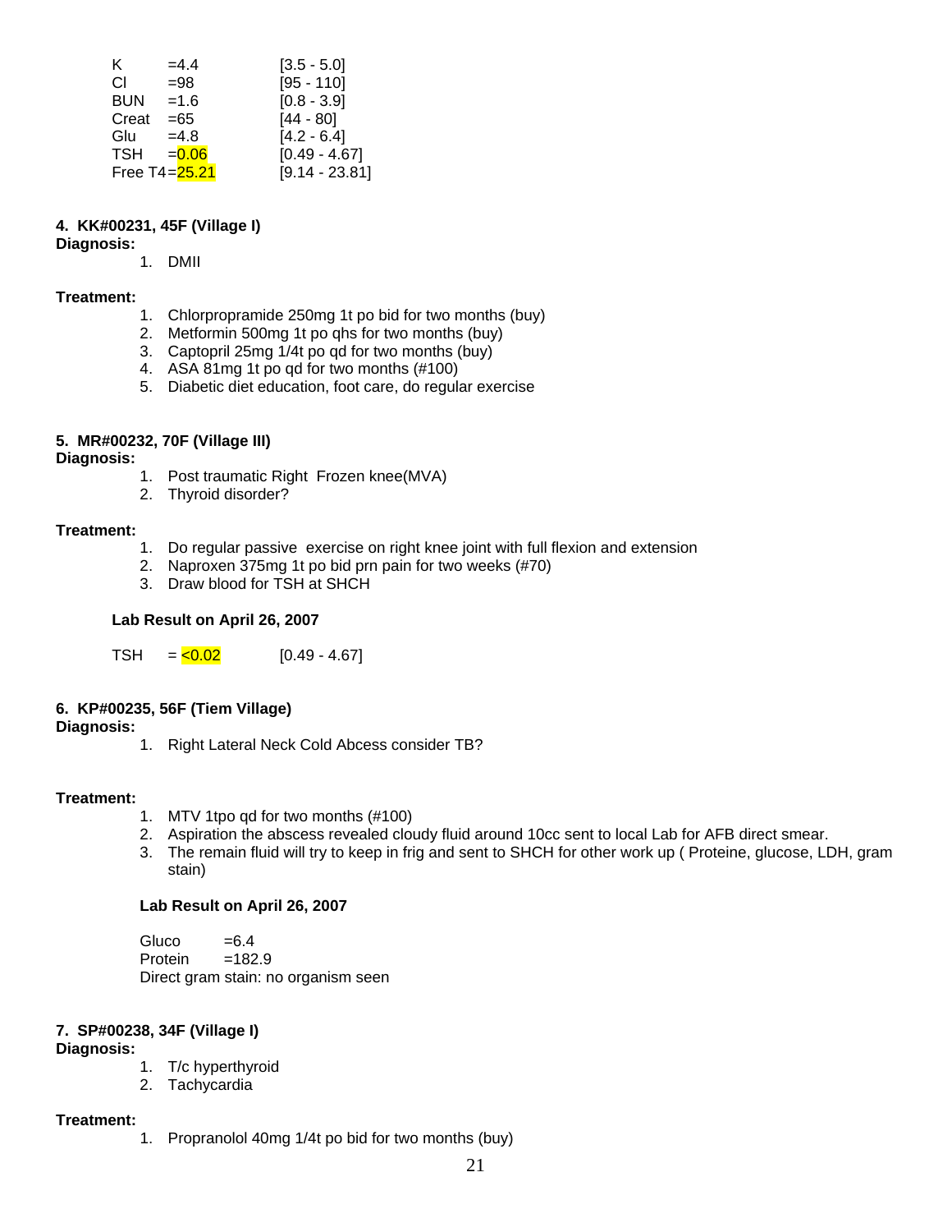| | | |
|---|---|---|
| K | =4.4 | [3.5 - 5.0] |
| Cl | =98 | [95 - 110] |
| BUN | =1.6 | [0.8 - 3.9] |
| Creat | =65 | [44 - 80] |
| Glu | =4.8 | [4.2 - 6.4] |
| TSH | =0.06 | [0.49 - 4.67] |
| Free T4 | =25.21 | [9.14 - 23.81] |

**4. KK#00231, 45F (Village I)**

**Diagnosis:**

1. DMII

**Treatment:**

1. Chlorpropramide 250mg 1t po bid for two months (buy)
2. Metformin 500mg 1t po qhs for two months (buy)
3. Captopril 25mg 1/4t po qd for two months (buy)
4. ASA 81mg 1t po qd for two months (#100)
5. Diabetic diet education, foot care, do regular exercise

**5. MR#00232, 70F (Village III)**

**Diagnosis:**

1. Post traumatic Right Frozen knee(MVA)
2. Thyroid disorder?

**Treatment:**

1. Do regular passive exercise on right knee joint with full flexion and extension
2. Naproxen 375mg 1t po bid prn pain for two weeks (#70)
3. Draw blood for TSH at SHCH

**Lab Result on April 26, 2007**

| | | |
|---|---|---|
| TSH | = <0.02 | [0.49 - 4.67] |

**6. KP#00235, 56F (Tiem Village)**

**Diagnosis:**

1. Right Lateral Neck Cold Abcess consider TB?

**Treatment:**

1. MTV 1tpo qd for two months (#100)
2. Aspiration the abscess revealed cloudy fluid around 10cc sent to local Lab for AFB direct smear.
3. The remain fluid will try to keep in frig and sent to SHCH for other work up ( Proteine, glucose, LDH, gram stain)

**Lab Result on April 26, 2007**

Gluco =6.4
Protein =182.9
Direct gram stain: no organism seen

**7. SP#00238, 34F (Village I)**

**Diagnosis:**

1. T/c hyperthyroid
2. Tachycardia

**Treatment:**

1. Propranolol 40mg 1/4t po bid for two months (buy)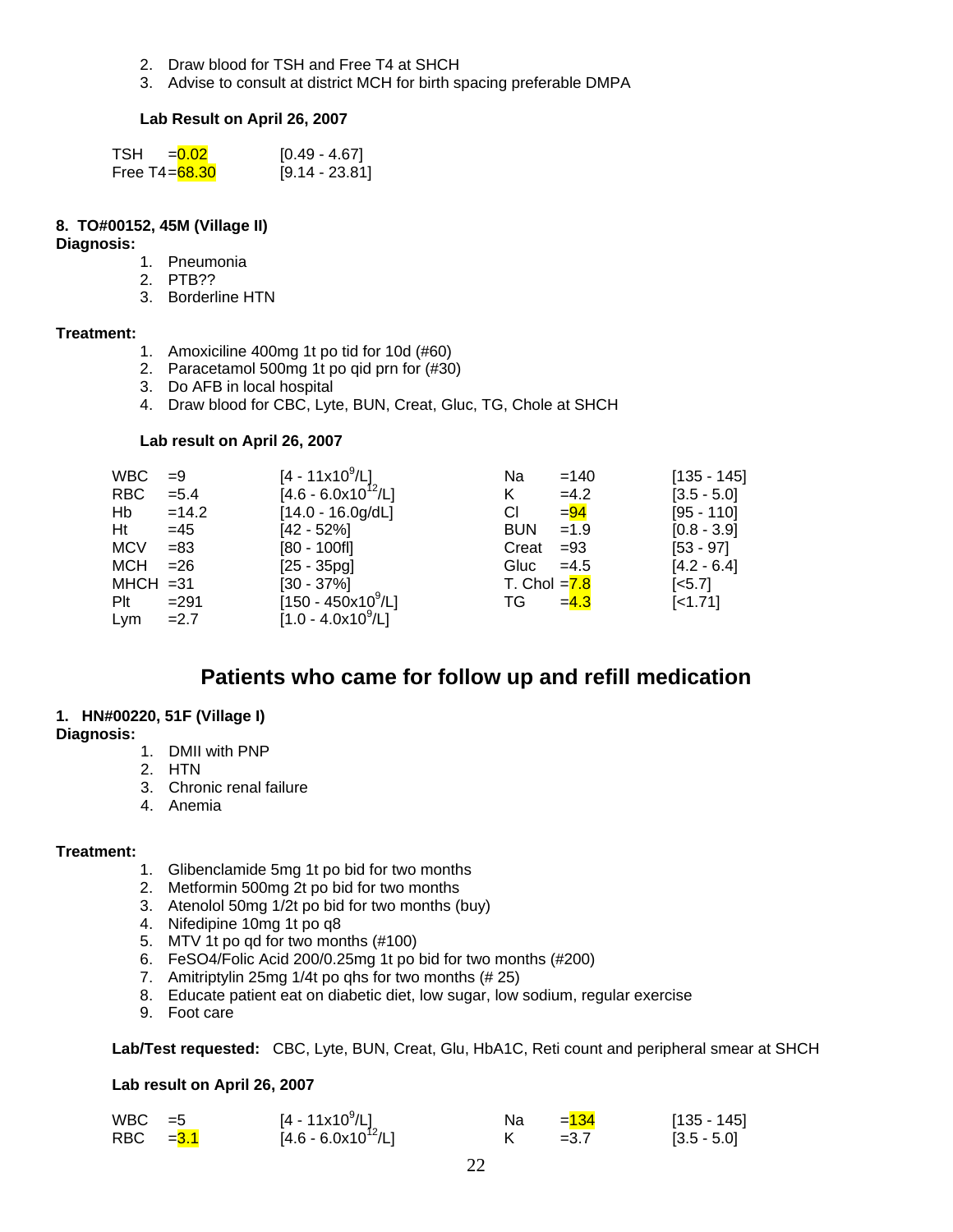2. Draw blood for TSH and Free T4 at SHCH
3. Advise to consult at district MCH for birth spacing preferable DMPA

**Lab Result on April 26, 2007**

| | | |
|---|---|---|
| TSH | =0.02 | [0.49 - 4.67] |
| Free T4 | =68.30 | [9.14 - 23.81] |

**8. TO#00152, 45M (Village II)**

**Diagnosis:**

1. Pneumonia
2. PTB??
3. Borderline HTN

**Treatment:**

1. Amoxiciline 400mg 1t po tid for 10d (#60)
2. Paracetamol 500mg 1t po qid prn for (#30)
3. Do AFB in local hospital
4. Draw blood for CBC, Lyte, BUN, Creat, Gluc, TG, Chole at SHCH

**Lab result on April 26, 2007**

| | | | | | |
|---|---|---|---|---|---|
| WBC | =9 | [4 - 11x$10^9$/L] | Na | =140 | [135 - 145] |
| RBC | =5.4 | [4.6 - 6.0x$10^{12}$/L] | K | =4.2 | [3.5 - 5.0] |
| Hb | =14.2 | [14.0 - 16.0g/dL] | Cl | =94 | [95 - 110] |
| Ht | =45 | [42 - 52%] | BUN | =1.9 | [0.8 - 3.9] |
| MCV | =83 | [80 - 100fl] | Creat | =93 | [53 - 97] |
| MCH | =26 | [25 - 35pg] | Gluc | =4.5 | [4.2 - 6.4] |
| MHCH | =31 | [30 - 37%] | T. Chol | =7.8 | [<5.7] |
| Plt | =291 | [150 - 450x$10^9$/L] | TG | =4.3 | [<1.71] |
| Lym | =2.7 | [1.0 - 4.0x$10^9$/L] | | | |

## Patients who came for follow up and refill medication

**1. HN#00220, 51F (Village I)**

**Diagnosis:**

1. DMII with PNP
2. HTN
3. Chronic renal failure
4. Anemia

**Treatment:**

1. Glibenclamide 5mg 1t po bid for two months
2. Metformin 500mg 2t po bid for two months
3. Atenolol 50mg 1/2t po bid for two months (buy)
4. Nifedipine 10mg 1t po q8
5. MTV 1t po qd for two months (#100)
6. FeSO4/Folic Acid 200/0.25mg 1t po bid for two months (#200)
7. Amitriptylin 25mg 1/4t po qhs for two months (# 25)
8. Educate patient eat on diabetic diet, low sugar, low sodium, regular exercise
9. Foot care

**Lab/Test requested:** CBC, Lyte, BUN, Creat, Glu, HbA1C, Reti count and peripheral smear at SHCH

**Lab result on April 26, 2007**

| | | | | | |
|---|---|---|---|---|---|
| WBC | =5 | [4 - 11x$10^9$/L] | Na | =134 | [135 - 145] |
| RBC | =3.1 | [4.6 - 6.0x$10^{12}$/L] | K | =3.7 | [3.5 - 5.0] |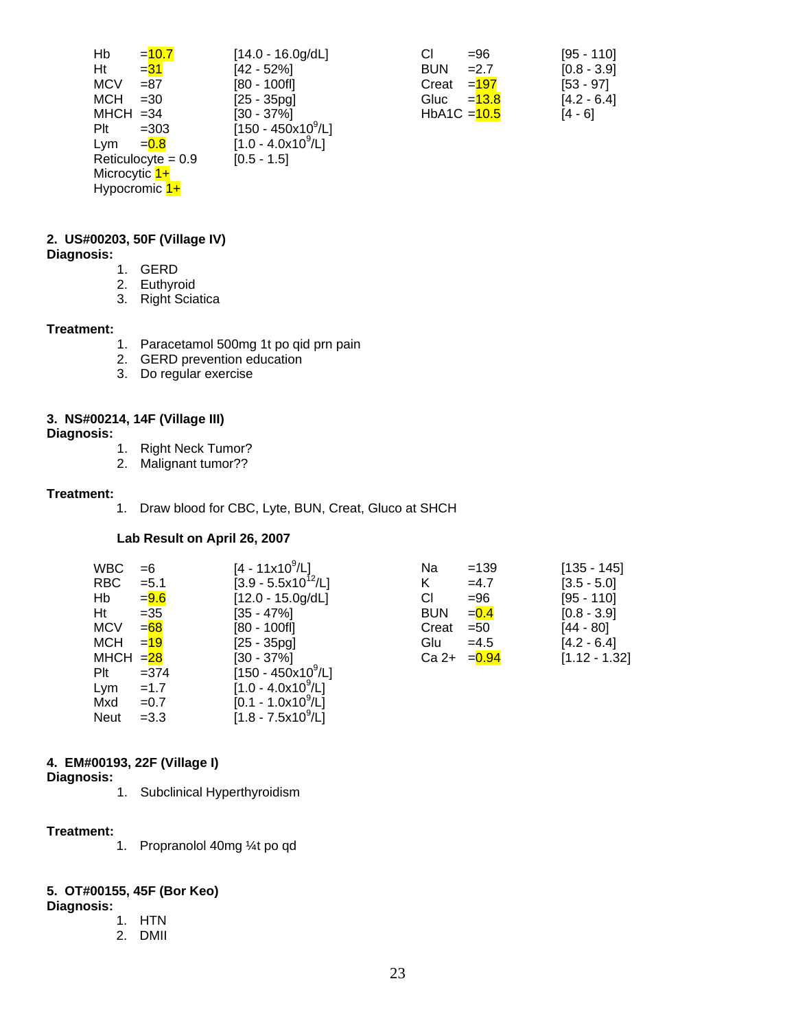| | | | | | |
|---|---|---|---|---|---|
| Hb | =10.7 | [14.0 - 16.0g/dL] | Cl | =96 | [95 - 110] |
| Ht | =31 | [42 - 52%] | BUN | =2.7 | [0.8 - 3.9] |
| MCV | =87 | [80 - 100fl] | Creat | =197 | [53 - 97] |
| MCH | =30 | [25 - 35pg] | Gluc | =13.8 | [4.2 - 6.4] |
| MHCH | =34 | [30 - 37%] | HbA1C | =10.5 | [4 - 6] |
| Plt | =303 | [150 - 450x$10^9$/L] | | | |
| Lym | =0.8 | [1.0 - 4.0x$10^9$/L] | | | |
| Reticulocyte | = 0.9 | [0.5 - 1.5] | | | |
| Microcytic | 1+ | | | | |
| Hypocromic | 1+ | | | | |

**2. US#00203, 50F (Village IV)**

**Diagnosis:**

1. GERD
2. Euthyroid
3. Right Sciatica

**Treatment:**

1. Paracetamol 500mg 1t po qid prn pain
2. GERD prevention education
3. Do regular exercise

**3. NS#00214, 14F (Village III)**

**Diagnosis:**

1. Right Neck Tumor?
2. Malignant tumor??

**Treatment:**

1. Draw blood for CBC, Lyte, BUN, Creat, Gluco at SHCH

**Lab Result on April 26, 2007**

| | | | | | |
|---|---|---|---|---|---|
| WBC | =6 | [4 - 11x$10^9$/L] | Na | =139 | [135 - 145] |
| RBC | =5.1 | [3.9 - 5.5x$10^{12}$/L] | K | =4.7 | [3.5 - 5.0] |
| Hb | =9.6 | [12.0 - 15.0g/dL] | Cl | =96 | [95 - 110] |
| Ht | =35 | [35 - 47%] | BUN | =0.4 | [0.8 - 3.9] |
| MCV | =68 | [80 - 100fl] | Creat | =50 | [44 - 80] |
| MCH | =19 | [25 - 35pg] | Glu | =4.5 | [4.2 - 6.4] |
| MHCH | =28 | [30 - 37%] | Ca 2+ | =0.94 | [1.12 - 1.32] |
| Plt | =374 | [150 - 450x$10^9$/L] | | | |
| Lym | =1.7 | [1.0 - 4.0x$10^9$/L] | | | |
| Mxd | =0.7 | [0.1 - 1.0x$10^9$/L] | | | |
| Neut | =3.3 | [1.8 - 7.5x$10^9$/L] | | | |

**4. EM#00193, 22F (Village I)**

**Diagnosis:**

1. Subclinical Hyperthyroidism

**Treatment:**

1. Propranolol 40mg ¼t po qd

**5. OT#00155, 45F (Bor Keo)**

**Diagnosis:**

1. HTN
2. DMII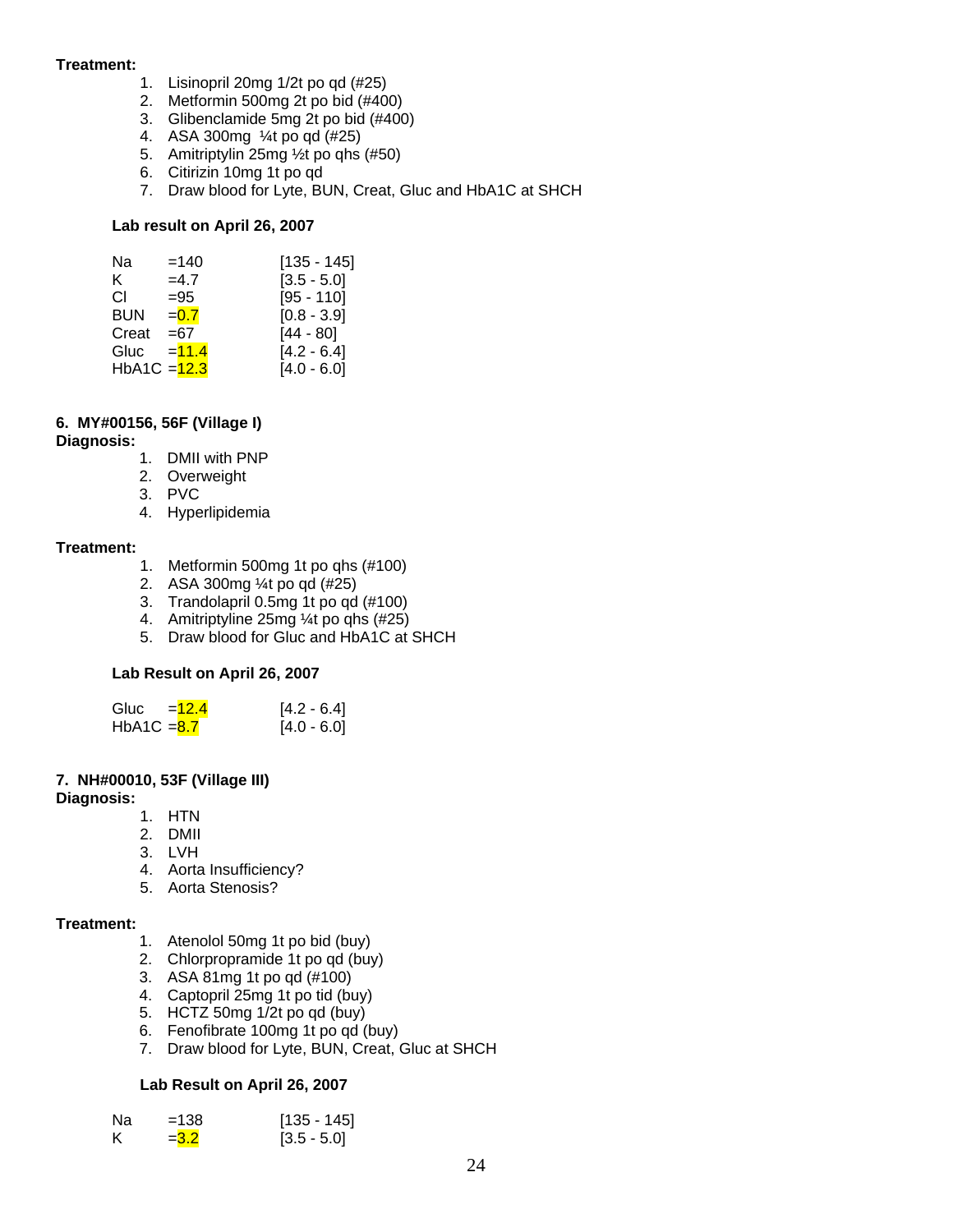**Treatment:**

1. Lisinopril 20mg 1/2t po qd (#25)
2. Metformin 500mg 2t po bid (#400)
3. Glibenclamide 5mg 2t po bid (#400)
4. ASA 300mg ¼t po qd (#25)
5. Amitriptylin 25mg ½t po qhs (#50)
6. Citirizin 10mg 1t po qd
7. Draw blood for Lyte, BUN, Creat, Gluc and HbA1C at SHCH

**Lab result on April 26, 2007**

| | | |
|---|---|---|
| Na | =140 | [135 - 145] |
| K | =4.7 | [3.5 - 5.0] |
| Cl | =95 | [95 - 110] |
| BUN | =0.7 | [0.8 - 3.9] |
| Creat | =67 | [44 - 80] |
| Gluc | =11.4 | [4.2 - 6.4] |
| HbA1C | =12.3 | [4.0 - 6.0] |

**6. MY#00156, 56F (Village I)**

**Diagnosis:**

1. DMII with PNP
2. Overweight
3. PVC
4. Hyperlipidemia

**Treatment:**

1. Metformin 500mg 1t po qhs (#100)
2. ASA 300mg ¼t po qd (#25)
3. Trandolapril 0.5mg 1t po qd (#100)
4. Amitriptyline 25mg ¼t po qhs (#25)
5. Draw blood for Gluc and HbA1C at SHCH

**Lab Result on April 26, 2007**

| | | |
|---|---|---|
| Gluc | =12.4 | [4.2 - 6.4] |
| HbA1C | =8.7 | [4.0 - 6.0] |

**7. NH#00010, 53F (Village III)**

**Diagnosis:**

1. HTN
2. DMII
3. LVH
4. Aorta Insufficiency?
5. Aorta Stenosis?

**Treatment:**

1. Atenolol 50mg 1t po bid (buy)
2. Chlorpropramide 1t po qd (buy)
3. ASA 81mg 1t po qd (#100)
4. Captopril 25mg 1t po tid (buy)
5. HCTZ 50mg 1/2t po qd (buy)
6. Fenofibrate 100mg 1t po qd (buy)
7. Draw blood for Lyte, BUN, Creat, Gluc at SHCH

**Lab Result on April 26, 2007**

| | | |
|---|---|---|
| Na | =138 | [135 - 145] |
| K | =3.2 | [3.5 - 5.0] |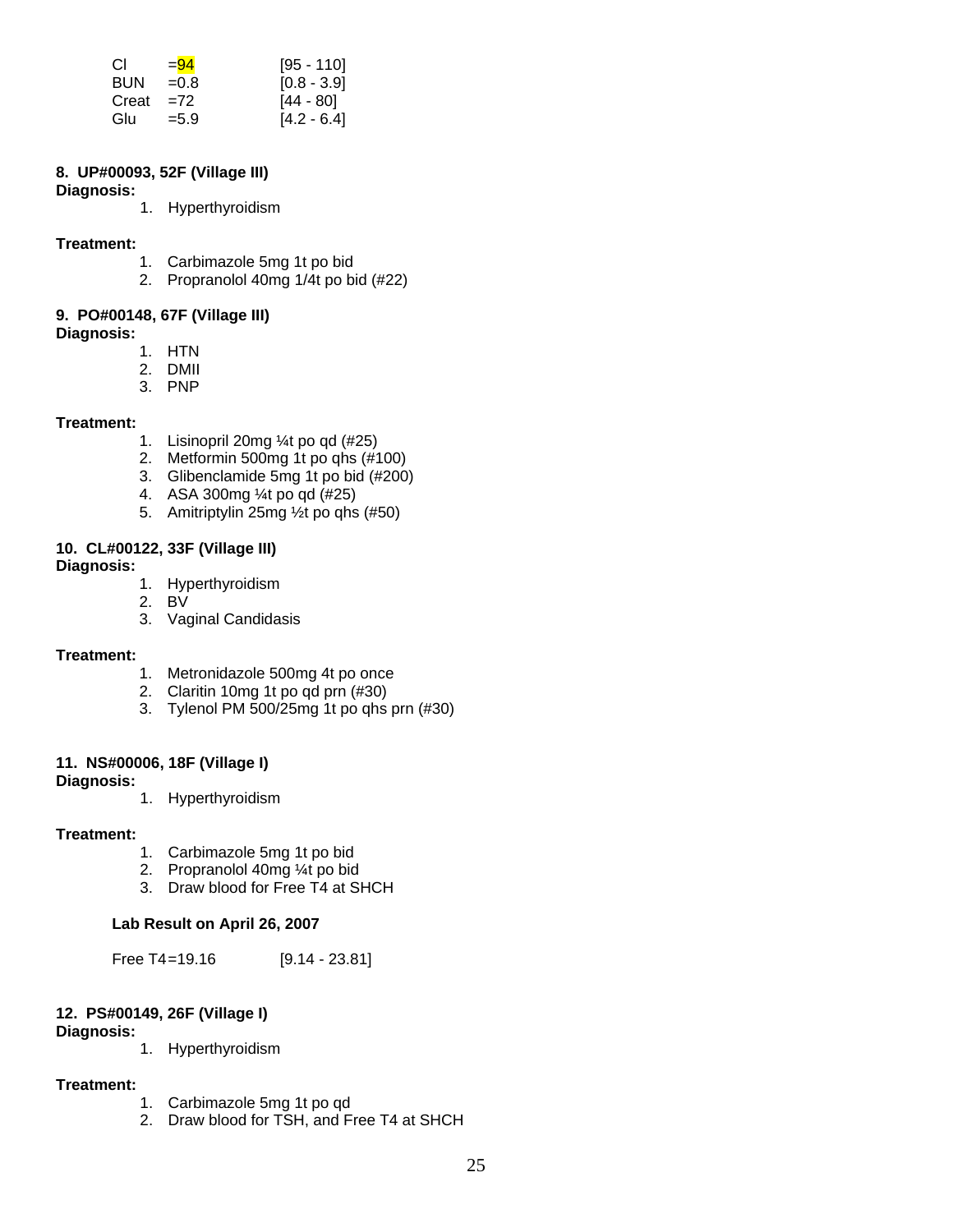| | | |
|---|---|---|
| Cl | =94 | [95 - 110] |
| BUN | =0.8 | [0.8 - 3.9] |
| Creat | =72 | [44 - 80] |
| Glu | =5.9 | [4.2 - 6.4] |

**8. UP#00093, 52F (Village III)**

**Diagnosis:**

1. Hyperthyroidism

**Treatment:**

1. Carbimazole 5mg 1t po bid
2. Propranolol 40mg 1/4t po bid (#22)

**9. PO#00148, 67F (Village III)**

**Diagnosis:**

1. HTN
2. DMII
3. PNP

**Treatment:**

1. Lisinopril 20mg ¼t po qd (#25)
2. Metformin 500mg 1t po qhs (#100)
3. Glibenclamide 5mg 1t po bid (#200)
4. ASA 300mg ¼t po qd (#25)
5. Amitriptylin 25mg ½t po qhs (#50)

**10. CL#00122, 33F (Village III)**

**Diagnosis:**

1. Hyperthyroidism
2. BV
3. Vaginal Candidasis

**Treatment:**

1. Metronidazole 500mg 4t po once
2. Claritin 10mg 1t po qd prn (#30)
3. Tylenol PM 500/25mg 1t po qhs prn (#30)

**11. NS#00006, 18F (Village I)**

**Diagnosis:**

1. Hyperthyroidism

**Treatment:**

1. Carbimazole 5mg 1t po bid
2. Propranolol 40mg ¼t po bid
3. Draw blood for Free T4 at SHCH

**Lab Result on April 26, 2007**

Free T4=19.16 [9.14 - 23.81]

**12. PS#00149, 26F (Village I)**

**Diagnosis:**

1. Hyperthyroidism

**Treatment:**

1. Carbimazole 5mg 1t po qd
2. Draw blood for TSH, and Free T4 at SHCH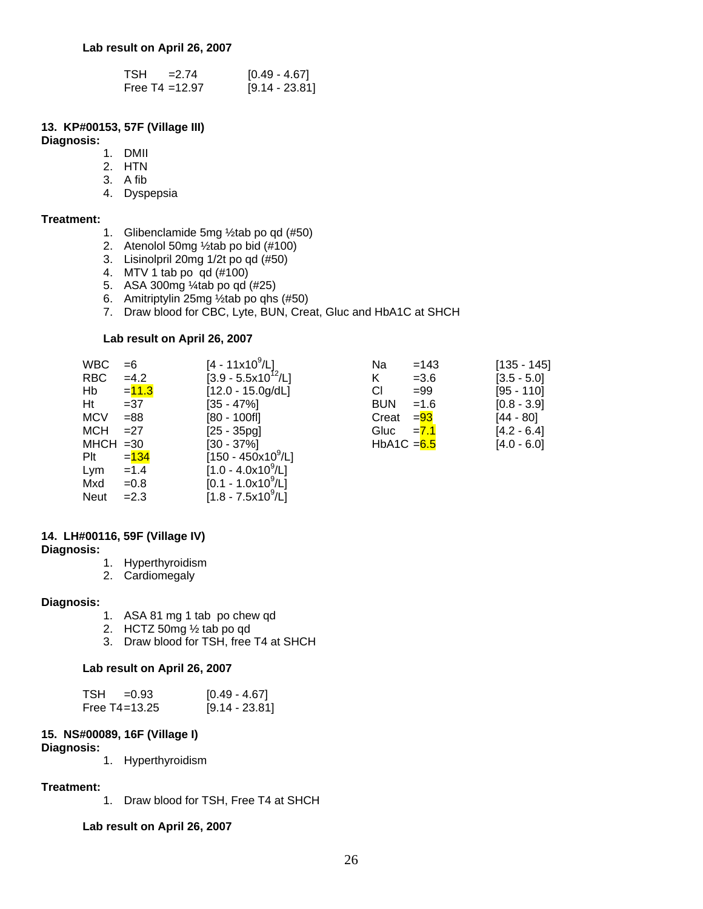**Lab result on April 26, 2007**

| | | |
|---|---|---|
| TSH | =2.74 | [0.49 - 4.67] |
| Free T4 | =12.97 | [9.14 - 23.81] |

**13. KP#00153, 57F (Village III)**

**Diagnosis:**

1. DMII
2. HTN
3. A fib
4. Dyspepsia

**Treatment:**

1. Glibenclamide 5mg ½tab po qd (#50)
2. Atenolol 50mg ½tab po bid (#100)
3. Lisinolpril 20mg 1/2t po qd (#50)
4. MTV 1 tab po qd (#100)
5. ASA 300mg ¼tab po qd (#25)
6. Amitriptylin 25mg ½tab po qhs (#50)
7. Draw blood for CBC, Lyte, BUN, Creat, Gluc and HbA1C at SHCH

**Lab result on April 26, 2007**

| | | | | | |
|---|---|---|---|---|---|
| WBC | =6 | [4 - $11x10^9$/L] | Na | =143 | [135 - 145] |
| RBC | =4.2 | [3.9 - $5.5x10^{12}$/L] | K | =3.6 | [3.5 - 5.0] |
| Hb | =11.3 | [12.0 - 15.0g/dL] | Cl | =99 | [95 - 110] |
| Ht | =37 | [35 - 47%] | BUN | =1.6 | [0.8 - 3.9] |
| MCV | =88 | [80 - 100fl] | Creat | =93 | [44 - 80] |
| MCH | =27 | [25 - 35pg] | Gluc | =7.1 | [4.2 - 6.4] |
| MHCH | =30 | [30 - 37%] | HbA1C | =6.5 | [4.0 - 6.0] |
| Plt | =134 | [150 - $450x10^9$/L] | | | |
| Lym | =1.4 | [1.0 - $4.0x10^9$/L] | | | |
| Mxd | =0.8 | [0.1 - $1.0x10^9$/L] | | | |
| Neut | =2.3 | [1.8 - $7.5x10^9$/L] | | | |

**14. LH#00116, 59F (Village IV)**

**Diagnosis:**

1. Hyperthyroidism
2. Cardiomegaly

**Diagnosis:**

1. ASA 81 mg 1 tab po chew qd
2. HCTZ 50mg ½ tab po qd
3. Draw blood for TSH, free T4 at SHCH

**Lab result on April 26, 2007**

| | | |
|---|---|---|
| TSH | =0.93 | [0.49 - 4.67] |
| Free T4 | =13.25 | [9.14 - 23.81] |

**15. NS#00089, 16F (Village I)**

**Diagnosis:**

1. Hyperthyroidism

**Treatment:**

1. Draw blood for TSH, Free T4 at SHCH

**Lab result on April 26, 2007**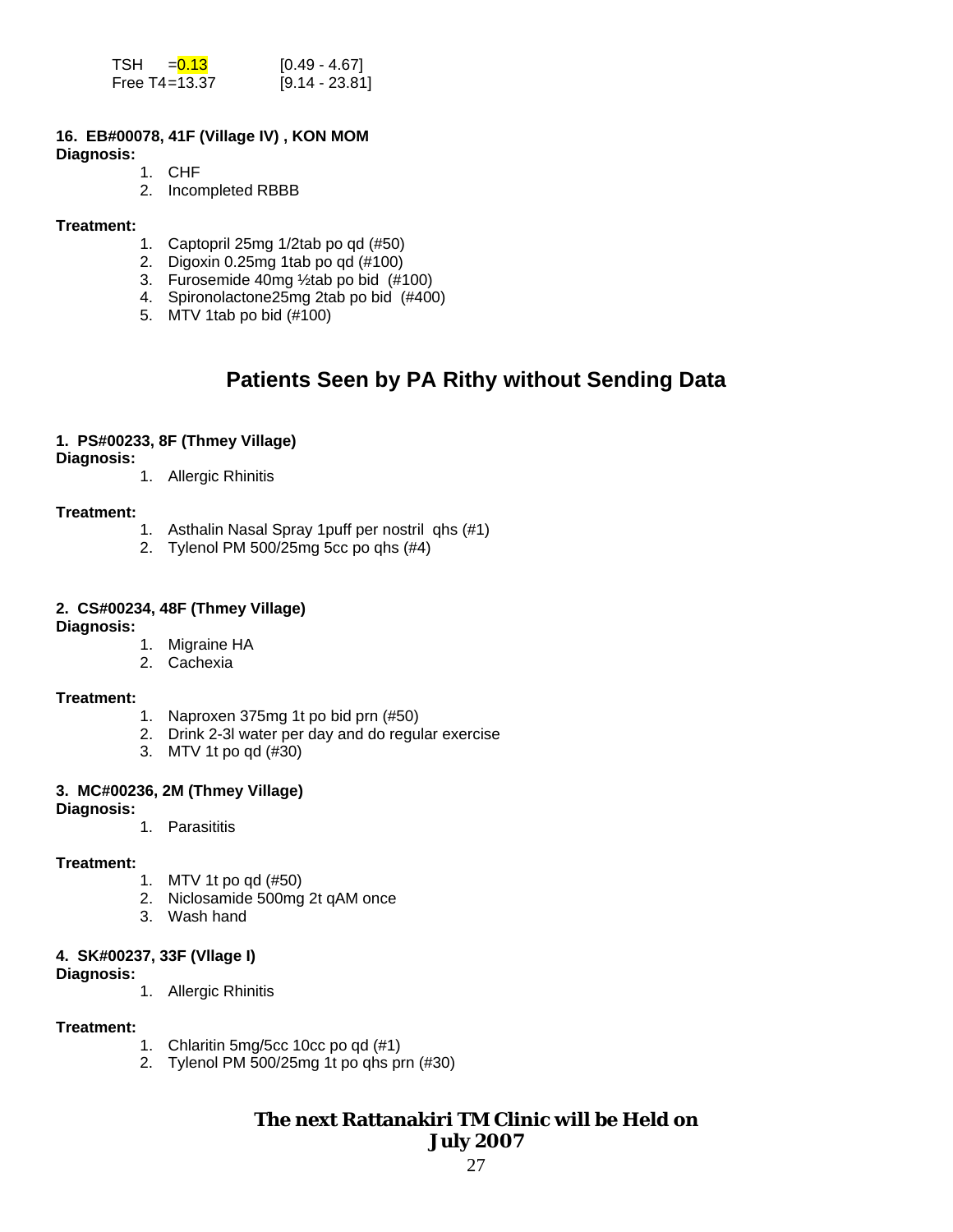TSH =0.13 [0.49 - 4.67]
Free T4=13.37 [9.14 - 23.81]

**16. EB#00078, 41F (Village IV) , KON MOM**

**Diagnosis:**

1. CHF
2. Incompleted RBBB

**Treatment:**

1. Captopril 25mg 1/2tab po qd (#50)
2. Digoxin 0.25mg 1tab po qd (#100)
3. Furosemide 40mg ½tab po bid (#100)
4. Spironolactone25mg 2tab po bid (#400)
5. MTV 1tab po bid (#100)

## Patients Seen by PA Rithy without Sending Data

**1. PS#00233, 8F (Thmey Village)**

**Diagnosis:**

1. Allergic Rhinitis

**Treatment:**

1. Asthalin Nasal Spray 1puff per nostril qhs (#1)
2. Tylenol PM 500/25mg 5cc po qhs (#4)

**2. CS#00234, 48F (Thmey Village)**

**Diagnosis:**

1. Migraine HA
2. Cachexia

**Treatment:**

1. Naproxen 375mg 1t po bid prn (#50)
2. Drink 2-3l water per day and do regular exercise
3. MTV 1t po qd (#30)

**3. MC#00236, 2M (Thmey Village)**

**Diagnosis:**

1. Parasititis

**Treatment:**

1. MTV 1t po qd (#50)
2. Niclosamide 500mg 2t qAM once
3. Wash hand

**4. SK#00237, 33F (Vllage I)**

**Diagnosis:**

1. Allergic Rhinitis

**Treatment:**

1. Chlaritin 5mg/5cc 10cc po qd (#1)
2. Tylenol PM 500/25mg 1t po qhs prn (#30)

**The next Rattanakiri TM Clinic will be Held on July 2007**